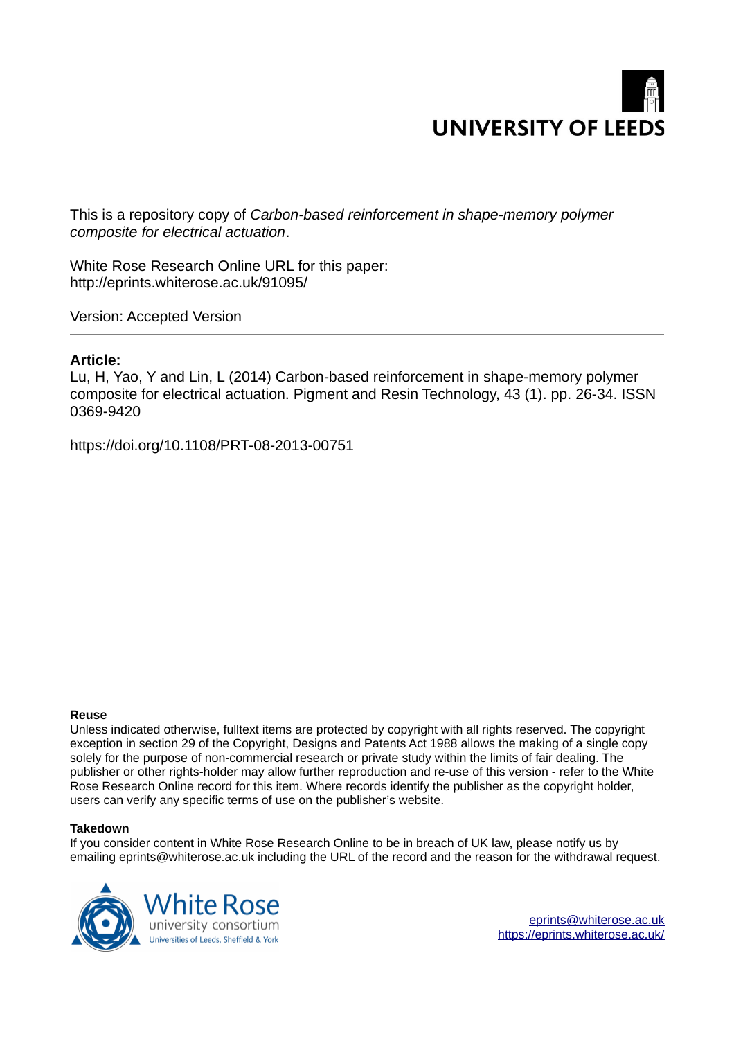UNIVERSITY OF LEEDS

This is a repository copy of *Carbon-based reinforcement in shape-memory polymer composite for electrical actuation*.

White Rose Research Online URL for this paper:
http://eprints.whiterose.ac.uk/91095/

Version: Accepted Version

---

**Article:**

Lu, H, Yao, Y and Lin, L (2014) Carbon-based reinforcement in shape-memory polymer composite for electrical actuation. Pigment and Resin Technology, 43 (1). pp. 26-34. ISSN 0369-9420

https://doi.org/10.1108/PRT-08-2013-00751

---

**Reuse**

Unless indicated otherwise, fulltext items are protected by copyright with all rights reserved. The copyright exception in section 29 of the Copyright, Designs and Patents Act 1988 allows the making of a single copy solely for the purpose of non-commercial research or private study within the limits of fair dealing. The publisher or other rights-holder may allow further reproduction and re-use of this version - refer to the White Rose Research Online record for this item. Where records identify the publisher as the copyright holder, users can verify any specific terms of use on the publisher's website.

**Takedown**

If you consider content in White Rose Research Online to be in breach of UK law, please notify us by emailing eprints@whiterose.ac.uk including the URL of the record and the reason for the withdrawal request.

White Rose university consortium
Universities of Leeds, Sheffield & York

eprints@whiterose.ac.uk
https://eprints.whiterose.ac.uk/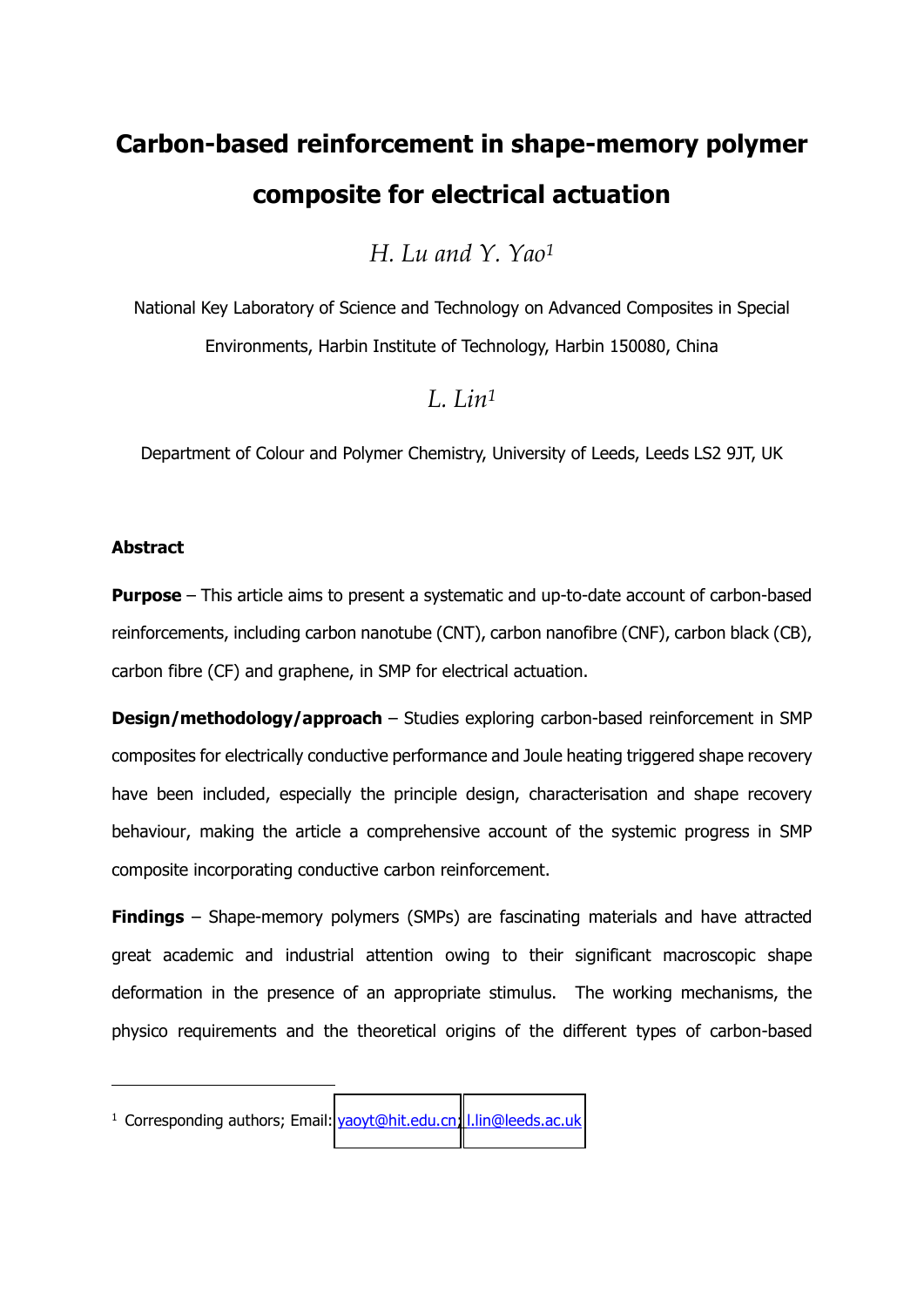#### Carbon-based reinforcement in shape-memory polymer composite for electrical actuation

*H. Lu and Y. Yao*[1]

National Key Laboratory of Science and Technology on Advanced Composites in Special Environments, Harbin Institute of Technology, Harbin 150080, China

*L. Lin*[1]

Department of Colour and Polymer Chemistry, University of Leeds, Leeds LS2 9JT, UK

**Abstract**

**Purpose** – This article aims to present a systematic and up-to-date account of carbon-based reinforcements, including carbon nanotube (CNT), carbon nanofibre (CNF), carbon black (CB), carbon fibre (CF) and graphene, in SMP for electrical actuation.

**Design/methodology/approach** – Studies exploring carbon-based reinforcement in SMP composites for electrically conductive performance and Joule heating triggered shape recovery have been included, especially the principle design, characterisation and shape recovery behaviour, making the article a comprehensive account of the systemic progress in SMP composite incorporating conductive carbon reinforcement.

**Findings** – Shape-memory polymers (SMPs) are fascinating materials and have attracted great academic and industrial attention owing to their significant macroscopic shape deformation in the presence of an appropriate stimulus. The working mechanisms, the physico requirements and the theoretical origins of the different types of carbon-based

[1] Corresponding authors; Email: yaoyt@hit.edu.cn; l.lin@leeds.ac.uk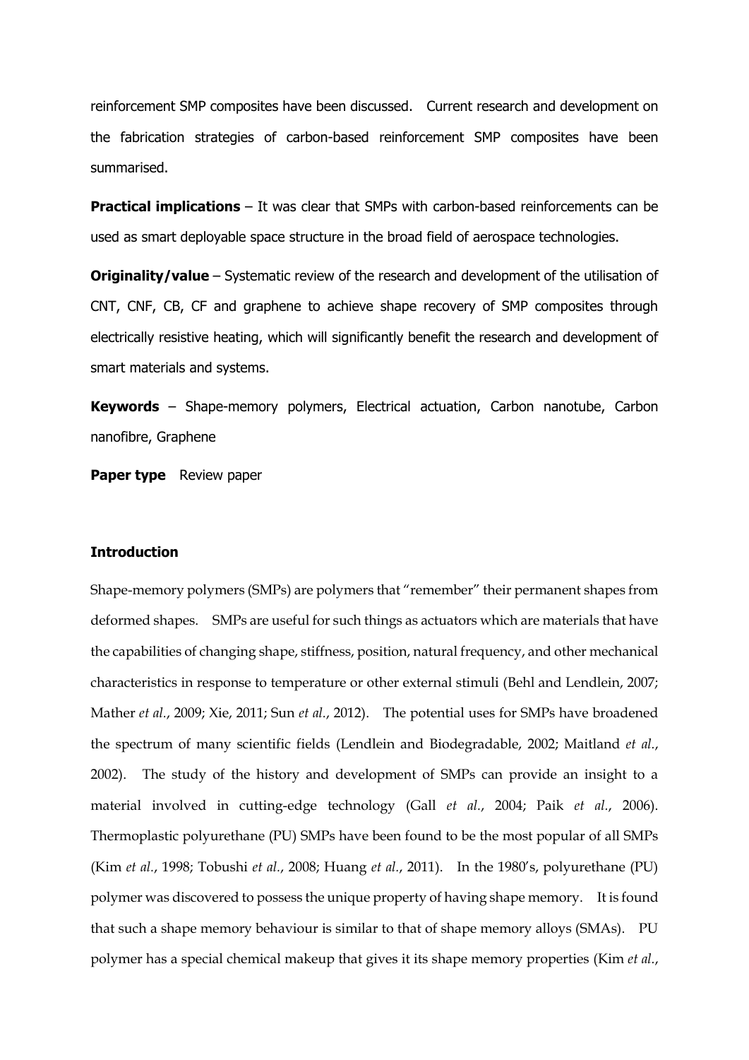reinforcement SMP composites have been discussed. Current research and development on the fabrication strategies of carbon-based reinforcement SMP composites have been summarised.

**Practical implications** – It was clear that SMPs with carbon-based reinforcements can be used as smart deployable space structure in the broad field of aerospace technologies.

**Originality/value** – Systematic review of the research and development of the utilisation of CNT, CNF, CB, CF and graphene to achieve shape recovery of SMP composites through electrically resistive heating, which will significantly benefit the research and development of smart materials and systems.

**Keywords** – Shape-memory polymers, Electrical actuation, Carbon nanotube, Carbon nanofibre, Graphene

**Paper type** Review paper

## Introduction

Shape-memory polymers (SMPs) are polymers that "remember" their permanent shapes from deformed shapes. SMPs are useful for such things as actuators which are materials that have the capabilities of changing shape, stiffness, position, natural frequency, and other mechanical characteristics in response to temperature or other external stimuli (Behl and Lendlein, 2007; Mather *et al.*, 2009; Xie, 2011; Sun *et al.*, 2012). The potential uses for SMPs have broadened the spectrum of many scientific fields (Lendlein and Biodegradable, 2002; Maitland *et al.*, 2002). The study of the history and development of SMPs can provide an insight to a material involved in cutting-edge technology (Gall *et al.*, 2004; Paik *et al.*, 2006). Thermoplastic polyurethane (PU) SMPs have been found to be the most popular of all SMPs (Kim *et al.*, 1998; Tobushi *et al.*, 2008; Huang *et al.*, 2011). In the 1980's, polyurethane (PU) polymer was discovered to possess the unique property of having shape memory. It is found that such a shape memory behaviour is similar to that of shape memory alloys (SMAs). PU polymer has a special chemical makeup that gives it its shape memory properties (Kim *et al.*,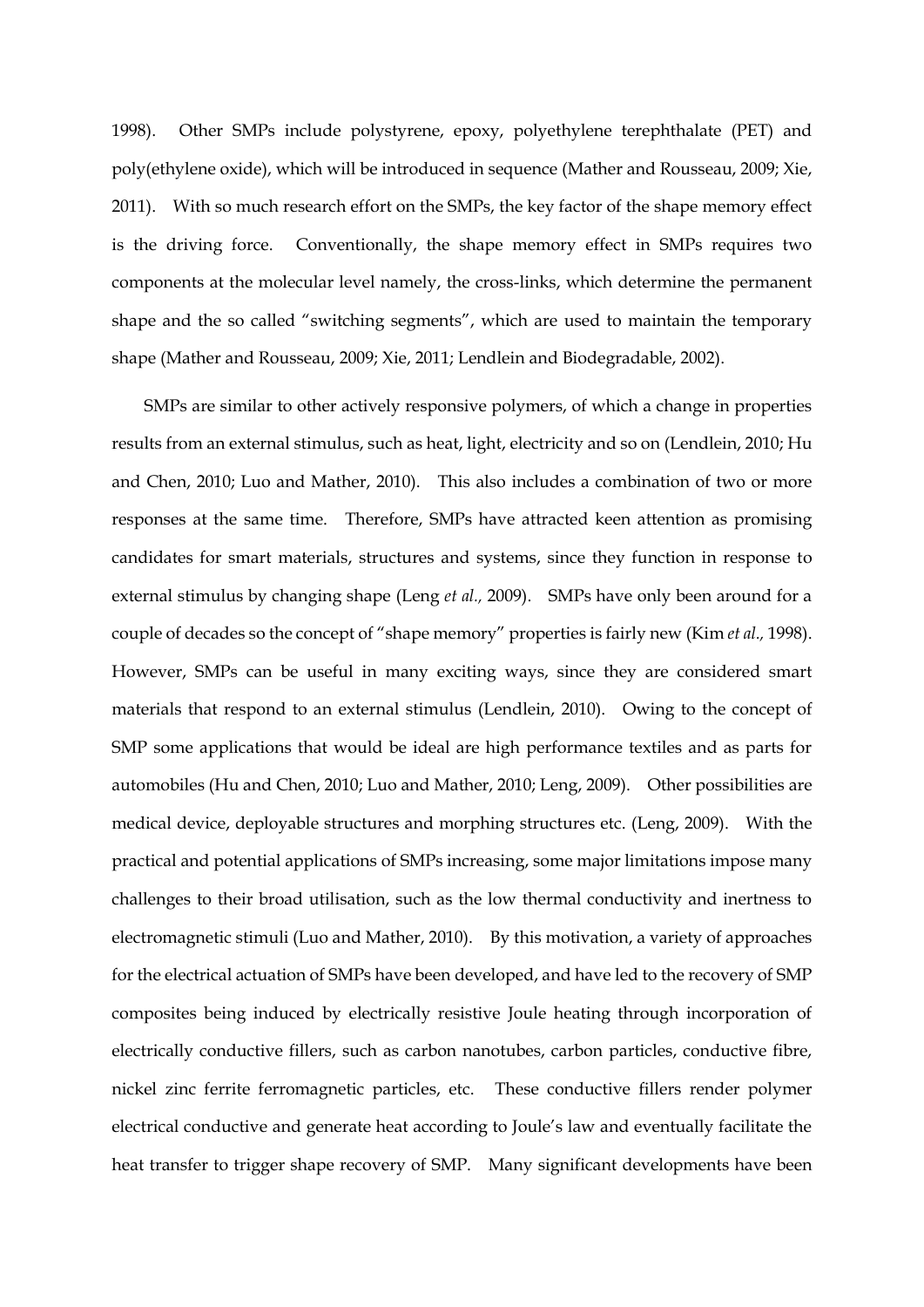1998). Other SMPs include polystyrene, epoxy, polyethylene terephthalate (PET) and poly(ethylene oxide), which will be introduced in sequence (Mather and Rousseau, 2009; Xie, 2011). With so much research effort on the SMPs, the key factor of the shape memory effect is the driving force. Conventionally, the shape memory effect in SMPs requires two components at the molecular level namely, the cross-links, which determine the permanent shape and the so called "switching segments", which are used to maintain the temporary shape (Mather and Rousseau, 2009; Xie, 2011; Lendlein and Biodegradable, 2002).

SMPs are similar to other actively responsive polymers, of which a change in properties results from an external stimulus, such as heat, light, electricity and so on (Lendlein, 2010; Hu and Chen, 2010; Luo and Mather, 2010). This also includes a combination of two or more responses at the same time. Therefore, SMPs have attracted keen attention as promising candidates for smart materials, structures and systems, since they function in response to external stimulus by changing shape (Leng *et al.,* 2009). SMPs have only been around for a couple of decades so the concept of "shape memory" properties is fairly new (Kim *et al.,* 1998). However, SMPs can be useful in many exciting ways, since they are considered smart materials that respond to an external stimulus (Lendlein, 2010). Owing to the concept of SMP some applications that would be ideal are high performance textiles and as parts for automobiles (Hu and Chen, 2010; Luo and Mather, 2010; Leng, 2009). Other possibilities are medical device, deployable structures and morphing structures etc. (Leng, 2009). With the practical and potential applications of SMPs increasing, some major limitations impose many challenges to their broad utilisation, such as the low thermal conductivity and inertness to electromagnetic stimuli (Luo and Mather, 2010). By this motivation, a variety of approaches for the electrical actuation of SMPs have been developed, and have led to the recovery of SMP composites being induced by electrically resistive Joule heating through incorporation of electrically conductive fillers, such as carbon nanotubes, carbon particles, conductive fibre, nickel zinc ferrite ferromagnetic particles, etc. These conductive fillers render polymer electrical conductive and generate heat according to Joule's law and eventually facilitate the heat transfer to trigger shape recovery of SMP. Many significant developments have been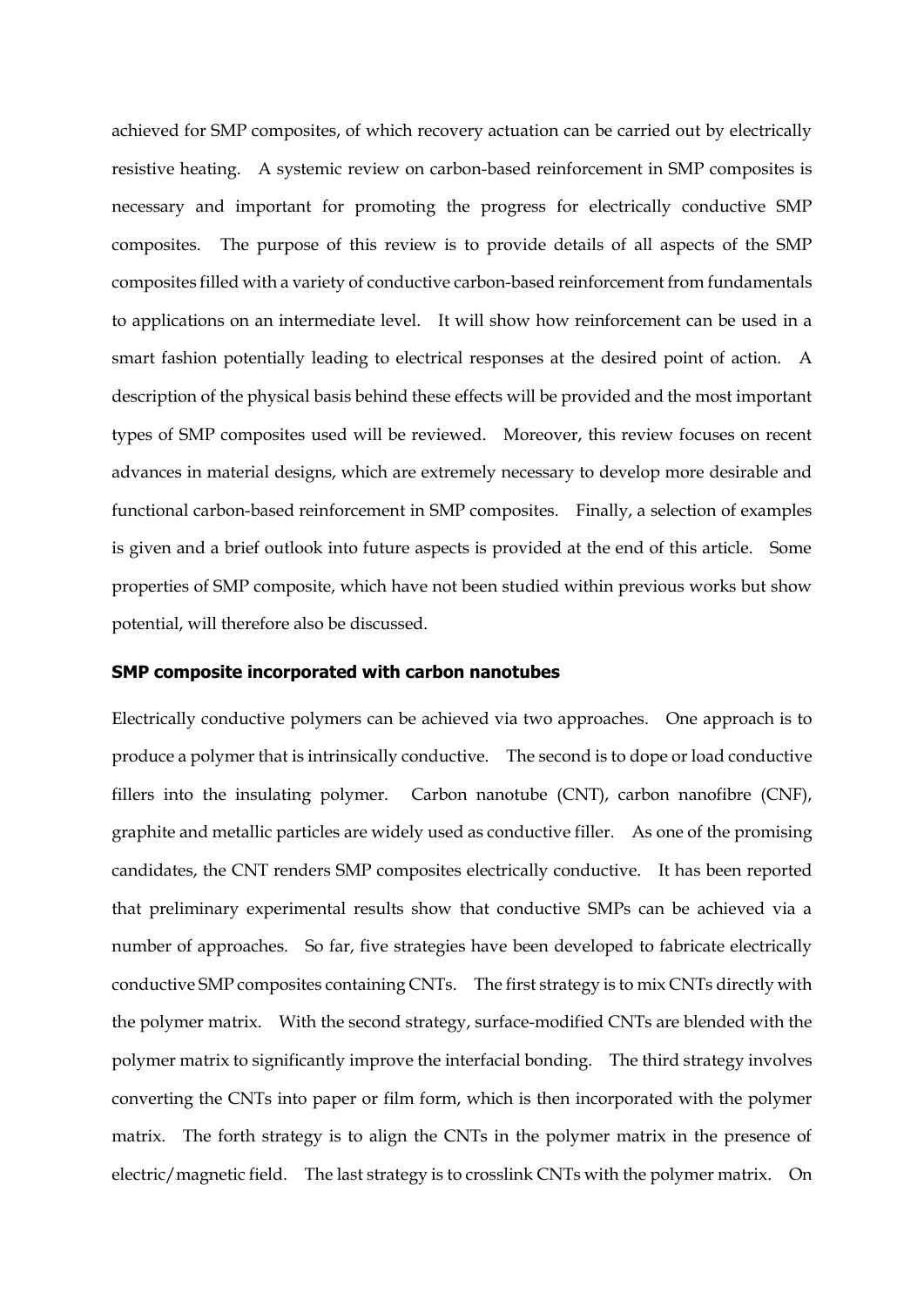achieved for SMP composites, of which recovery actuation can be carried out by electrically resistive heating. A systemic review on carbon-based reinforcement in SMP composites is necessary and important for promoting the progress for electrically conductive SMP composites. The purpose of this review is to provide details of all aspects of the SMP composites filled with a variety of conductive carbon-based reinforcement from fundamentals to applications on an intermediate level. It will show how reinforcement can be used in a smart fashion potentially leading to electrical responses at the desired point of action. A description of the physical basis behind these effects will be provided and the most important types of SMP composites used will be reviewed. Moreover, this review focuses on recent advances in material designs, which are extremely necessary to develop more desirable and functional carbon-based reinforcement in SMP composites. Finally, a selection of examples is given and a brief outlook into future aspects is provided at the end of this article. Some properties of SMP composite, which have not been studied within previous works but show potential, will therefore also be discussed.

## SMP composite incorporated with carbon nanotubes

Electrically conductive polymers can be achieved via two approaches. One approach is to produce a polymer that is intrinsically conductive. The second is to dope or load conductive fillers into the insulating polymer. Carbon nanotube (CNT), carbon nanofibre (CNF), graphite and metallic particles are widely used as conductive filler. As one of the promising candidates, the CNT renders SMP composites electrically conductive. It has been reported that preliminary experimental results show that conductive SMPs can be achieved via a number of approaches. So far, five strategies have been developed to fabricate electrically conductive SMP composites containing CNTs. The first strategy is to mix CNTs directly with the polymer matrix. With the second strategy, surface-modified CNTs are blended with the polymer matrix to significantly improve the interfacial bonding. The third strategy involves converting the CNTs into paper or film form, which is then incorporated with the polymer matrix. The forth strategy is to align the CNTs in the polymer matrix in the presence of electric/magnetic field. The last strategy is to crosslink CNTs with the polymer matrix. On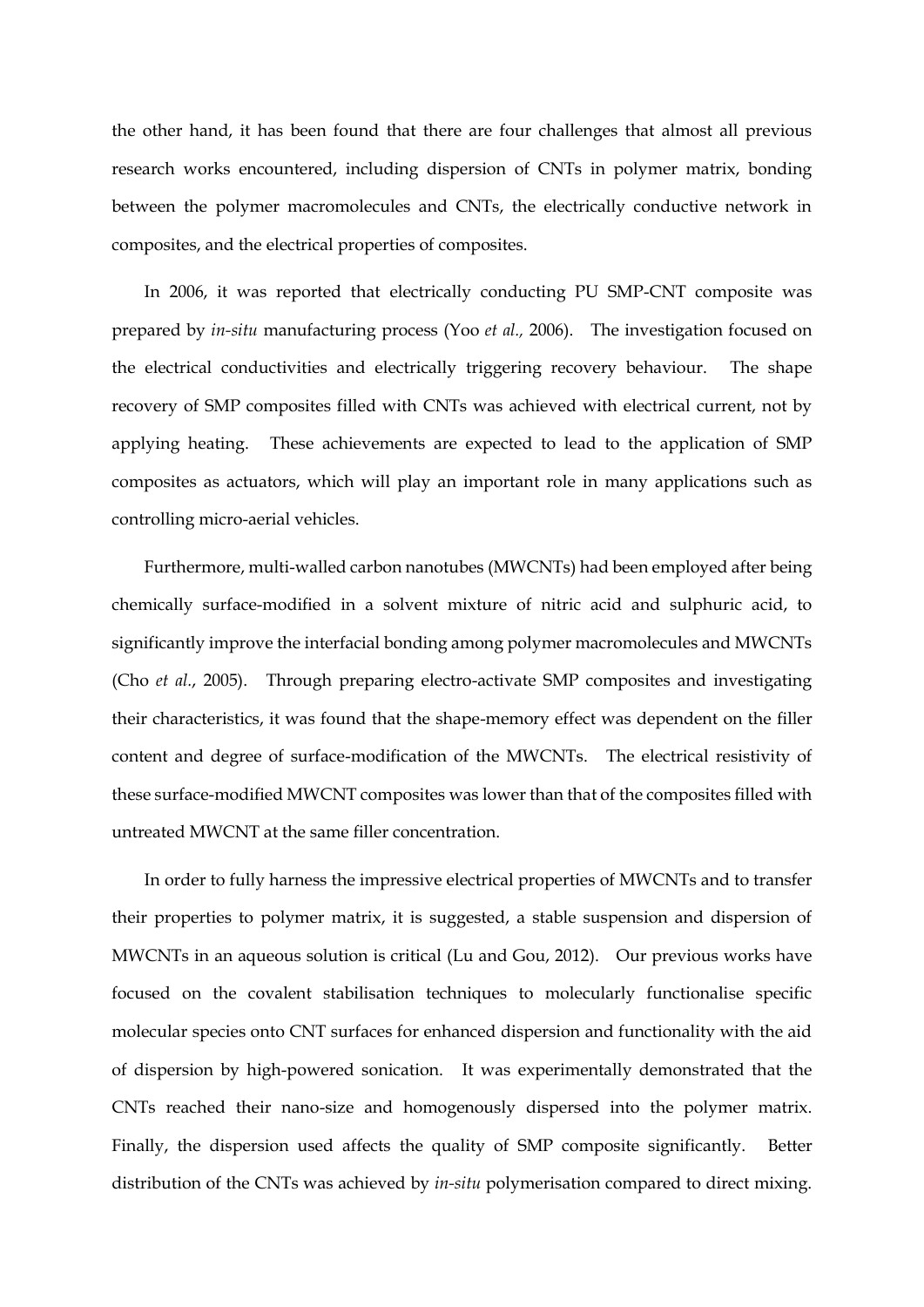the other hand, it has been found that there are four challenges that almost all previous research works encountered, including dispersion of CNTs in polymer matrix, bonding between the polymer macromolecules and CNTs, the electrically conductive network in composites, and the electrical properties of composites.

In 2006, it was reported that electrically conducting PU SMP-CNT composite was prepared by *in-situ* manufacturing process (Yoo *et al.,* 2006). The investigation focused on the electrical conductivities and electrically triggering recovery behaviour. The shape recovery of SMP composites filled with CNTs was achieved with electrical current, not by applying heating. These achievements are expected to lead to the application of SMP composites as actuators, which will play an important role in many applications such as controlling micro-aerial vehicles.

Furthermore, multi-walled carbon nanotubes (MWCNTs) had been employed after being chemically surface-modified in a solvent mixture of nitric acid and sulphuric acid, to significantly improve the interfacial bonding among polymer macromolecules and MWCNTs (Cho *et al.*, 2005). Through preparing electro-activate SMP composites and investigating their characteristics, it was found that the shape-memory effect was dependent on the filler content and degree of surface-modification of the MWCNTs. The electrical resistivity of these surface-modified MWCNT composites was lower than that of the composites filled with untreated MWCNT at the same filler concentration.

In order to fully harness the impressive electrical properties of MWCNTs and to transfer their properties to polymer matrix, it is suggested, a stable suspension and dispersion of MWCNTs in an aqueous solution is critical (Lu and Gou, 2012). Our previous works have focused on the covalent stabilisation techniques to molecularly functionalise specific molecular species onto CNT surfaces for enhanced dispersion and functionality with the aid of dispersion by high-powered sonication. It was experimentally demonstrated that the CNTs reached their nano-size and homogenously dispersed into the polymer matrix. Finally, the dispersion used affects the quality of SMP composite significantly. Better distribution of the CNTs was achieved by *in-situ* polymerisation compared to direct mixing.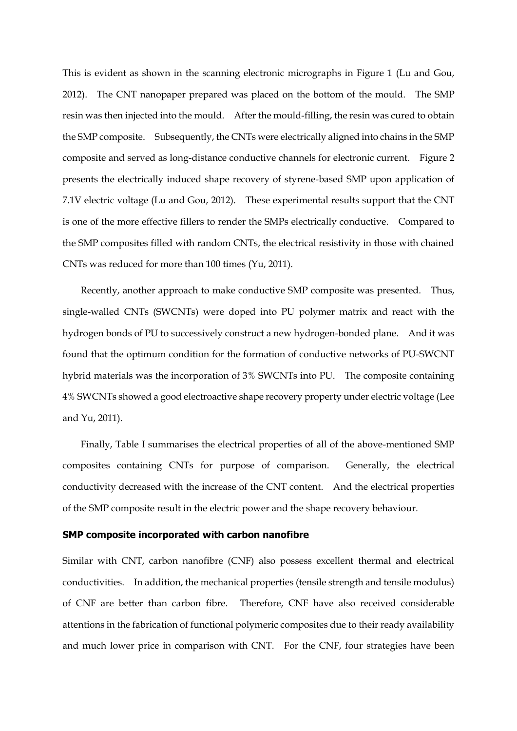This is evident as shown in the scanning electronic micrographs in Figure 1 (Lu and Gou, 2012). The CNT nanopaper prepared was placed on the bottom of the mould. The SMP resin was then injected into the mould. After the mould-filling, the resin was cured to obtain the SMP composite. Subsequently, the CNTs were electrically aligned into chains in the SMP composite and served as long-distance conductive channels for electronic current. Figure 2 presents the electrically induced shape recovery of styrene-based SMP upon application of 7.1V electric voltage (Lu and Gou, 2012). These experimental results support that the CNT is one of the more effective fillers to render the SMPs electrically conductive. Compared to the SMP composites filled with random CNTs, the electrical resistivity in those with chained CNTs was reduced for more than 100 times (Yu, 2011).

Recently, another approach to make conductive SMP composite was presented. Thus, single-walled CNTs (SWCNTs) were doped into PU polymer matrix and react with the hydrogen bonds of PU to successively construct a new hydrogen-bonded plane. And it was found that the optimum condition for the formation of conductive networks of PU-SWCNT hybrid materials was the incorporation of 3% SWCNTs into PU. The composite containing 4% SWCNTs showed a good electroactive shape recovery property under electric voltage (Lee and Yu, 2011).

Finally, Table I summarises the electrical properties of all of the above-mentioned SMP composites containing CNTs for purpose of comparison. Generally, the electrical conductivity decreased with the increase of the CNT content. And the electrical properties of the SMP composite result in the electric power and the shape recovery behaviour.

### SMP composite incorporated with carbon nanofibre

Similar with CNT, carbon nanofibre (CNF) also possess excellent thermal and electrical conductivities. In addition, the mechanical properties (tensile strength and tensile modulus) of CNF are better than carbon fibre. Therefore, CNF have also received considerable attentions in the fabrication of functional polymeric composites due to their ready availability and much lower price in comparison with CNT. For the CNF, four strategies have been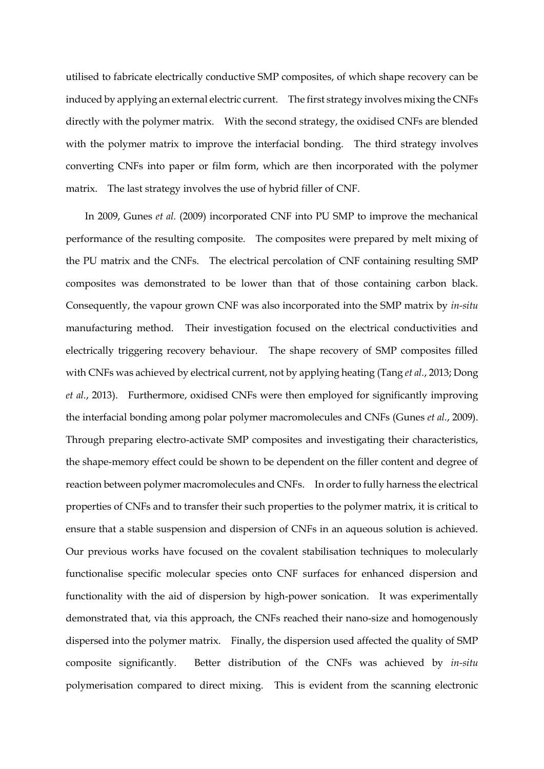utilised to fabricate electrically conductive SMP composites, of which shape recovery can be induced by applying an external electric current. The first strategy involves mixing the CNFs directly with the polymer matrix. With the second strategy, the oxidised CNFs are blended with the polymer matrix to improve the interfacial bonding. The third strategy involves converting CNFs into paper or film form, which are then incorporated with the polymer matrix. The last strategy involves the use of hybrid filler of CNF.

In 2009, Gunes *et al.* (2009) incorporated CNF into PU SMP to improve the mechanical performance of the resulting composite. The composites were prepared by melt mixing of the PU matrix and the CNFs. The electrical percolation of CNF containing resulting SMP composites was demonstrated to be lower than that of those containing carbon black. Consequently, the vapour grown CNF was also incorporated into the SMP matrix by *in-situ* manufacturing method. Their investigation focused on the electrical conductivities and electrically triggering recovery behaviour. The shape recovery of SMP composites filled with CNFs was achieved by electrical current, not by applying heating (Tang *et al.*, 2013; Dong *et al.*, 2013). Furthermore, oxidised CNFs were then employed for significantly improving the interfacial bonding among polar polymer macromolecules and CNFs (Gunes *et al.*, 2009). Through preparing electro-activate SMP composites and investigating their characteristics, the shape-memory effect could be shown to be dependent on the filler content and degree of reaction between polymer macromolecules and CNFs. In order to fully harness the electrical properties of CNFs and to transfer their such properties to the polymer matrix, it is critical to ensure that a stable suspension and dispersion of CNFs in an aqueous solution is achieved. Our previous works have focused on the covalent stabilisation techniques to molecularly functionalise specific molecular species onto CNF surfaces for enhanced dispersion and functionality with the aid of dispersion by high-power sonication. It was experimentally demonstrated that, via this approach, the CNFs reached their nano-size and homogenously dispersed into the polymer matrix. Finally, the dispersion used affected the quality of SMP composite significantly. Better distribution of the CNFs was achieved by *in-situ* polymerisation compared to direct mixing. This is evident from the scanning electronic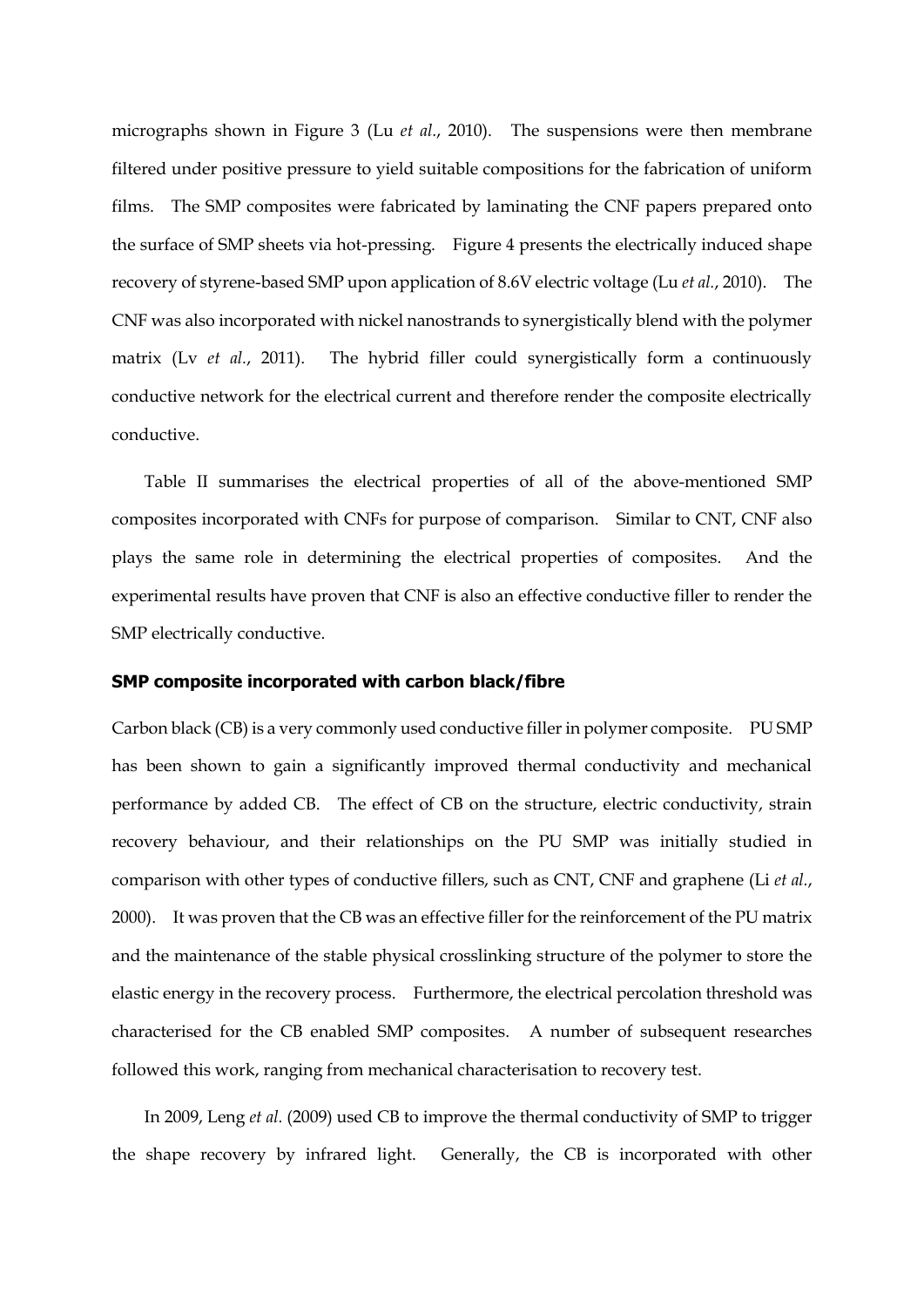micrographs shown in Figure 3 (Lu *et al.*, 2010). The suspensions were then membrane filtered under positive pressure to yield suitable compositions for the fabrication of uniform films. The SMP composites were fabricated by laminating the CNF papers prepared onto the surface of SMP sheets via hot-pressing. Figure 4 presents the electrically induced shape recovery of styrene-based SMP upon application of 8.6V electric voltage (Lu *et al.*, 2010). The CNF was also incorporated with nickel nanostrands to synergistically blend with the polymer matrix (Lv *et al.*, 2011). The hybrid filler could synergistically form a continuously conductive network for the electrical current and therefore render the composite electrically conductive.

Table II summarises the electrical properties of all of the above-mentioned SMP composites incorporated with CNFs for purpose of comparison. Similar to CNT, CNF also plays the same role in determining the electrical properties of composites. And the experimental results have proven that CNF is also an effective conductive filler to render the SMP electrically conductive.

## SMP composite incorporated with carbon black/fibre

Carbon black (CB) is a very commonly used conductive filler in polymer composite. PU SMP has been shown to gain a significantly improved thermal conductivity and mechanical performance by added CB. The effect of CB on the structure, electric conductivity, strain recovery behaviour, and their relationships on the PU SMP was initially studied in comparison with other types of conductive fillers, such as CNT, CNF and graphene (Li *et al.*, 2000). It was proven that the CB was an effective filler for the reinforcement of the PU matrix and the maintenance of the stable physical crosslinking structure of the polymer to store the elastic energy in the recovery process. Furthermore, the electrical percolation threshold was characterised for the CB enabled SMP composites. A number of subsequent researches followed this work, ranging from mechanical characterisation to recovery test.

In 2009, Leng *et al.* (2009) used CB to improve the thermal conductivity of SMP to trigger the shape recovery by infrared light. Generally, the CB is incorporated with other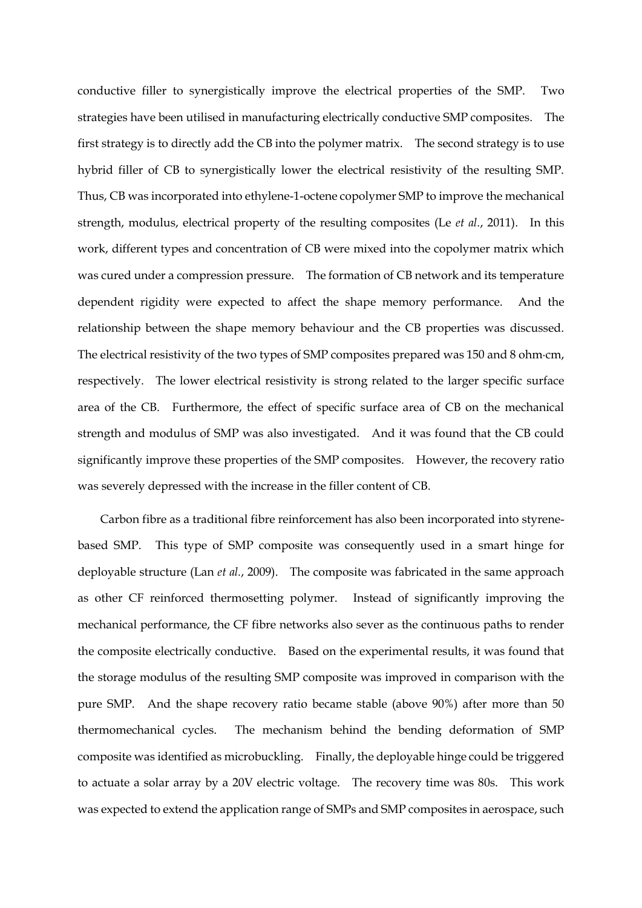conductive filler to synergistically improve the electrical properties of the SMP. Two strategies have been utilised in manufacturing electrically conductive SMP composites. The first strategy is to directly add the CB into the polymer matrix. The second strategy is to use hybrid filler of CB to synergistically lower the electrical resistivity of the resulting SMP. Thus, CB was incorporated into ethylene-1-octene copolymer SMP to improve the mechanical strength, modulus, electrical property of the resulting composites (Le *et al.*, 2011). In this work, different types and concentration of CB were mixed into the copolymer matrix which was cured under a compression pressure. The formation of CB network and its temperature dependent rigidity were expected to affect the shape memory performance. And the relationship between the shape memory behaviour and the CB properties was discussed. The electrical resistivity of the two types of SMP composites prepared was 150 and 8 ohm·cm, respectively. The lower electrical resistivity is strong related to the larger specific surface area of the CB. Furthermore, the effect of specific surface area of CB on the mechanical strength and modulus of SMP was also investigated. And it was found that the CB could significantly improve these properties of the SMP composites. However, the recovery ratio was severely depressed with the increase in the filler content of CB.

Carbon fibre as a traditional fibre reinforcement has also been incorporated into styrene-based SMP. This type of SMP composite was consequently used in a smart hinge for deployable structure (Lan *et al.*, 2009). The composite was fabricated in the same approach as other CF reinforced thermosetting polymer. Instead of significantly improving the mechanical performance, the CF fibre networks also sever as the continuous paths to render the composite electrically conductive. Based on the experimental results, it was found that the storage modulus of the resulting SMP composite was improved in comparison with the pure SMP. And the shape recovery ratio became stable (above 90%) after more than 50 thermomechanical cycles. The mechanism behind the bending deformation of SMP composite was identified as microbuckling. Finally, the deployable hinge could be triggered to actuate a solar array by a 20V electric voltage. The recovery time was 80s. This work was expected to extend the application range of SMPs and SMP composites in aerospace, such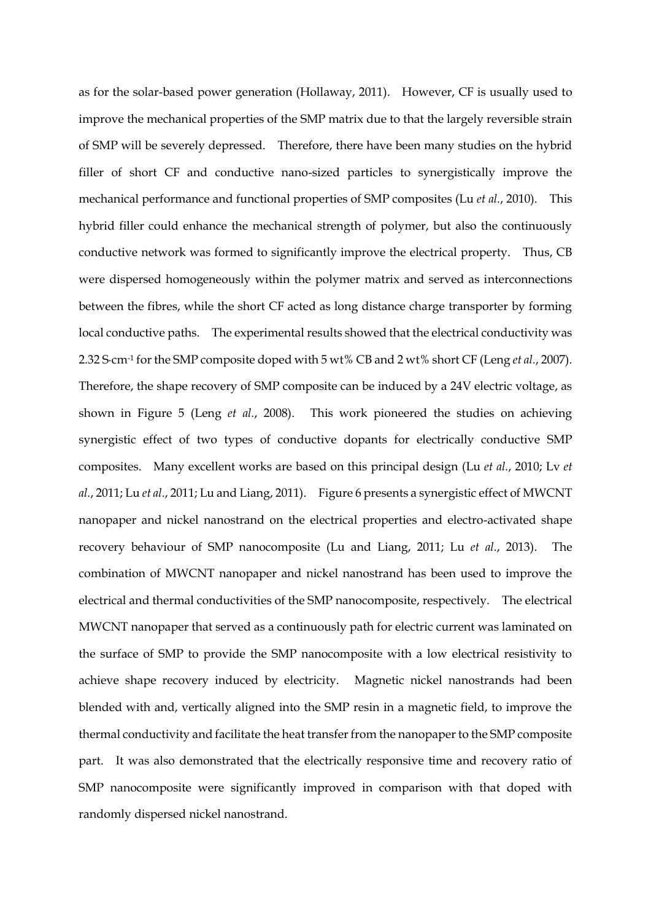as for the solar-based power generation (Hollaway, 2011). However, CF is usually used to improve the mechanical properties of the SMP matrix due to that the largely reversible strain of SMP will be severely depressed. Therefore, there have been many studies on the hybrid filler of short CF and conductive nano-sized particles to synergistically improve the mechanical performance and functional properties of SMP composites (Lu *et al*., 2010). This hybrid filler could enhance the mechanical strength of polymer, but also the continuously conductive network was formed to significantly improve the electrical property. Thus, CB were dispersed homogeneously within the polymer matrix and served as interconnections between the fibres, while the short CF acted as long distance charge transporter by forming local conductive paths. The experimental results showed that the electrical conductivity was 2.32 $S{\cdot}cm^{-1}$ for the SMP composite doped with 5 wt% CB and 2 wt% short CF (Leng *et al*., 2007). Therefore, the shape recovery of SMP composite can be induced by a 24V electric voltage, as shown in Figure 5 (Leng *et al*., 2008). This work pioneered the studies on achieving synergistic effect of two types of conductive dopants for electrically conductive SMP composites. Many excellent works are based on this principal design (Lu *et al*., 2010; Lv *et al*., 2011; Lu *et al*., 2011; Lu and Liang, 2011). Figure 6 presents a synergistic effect of MWCNT nanopaper and nickel nanostrand on the electrical properties and electro-activated shape recovery behaviour of SMP nanocomposite (Lu and Liang, 2011; Lu *et al*., 2013). The combination of MWCNT nanopaper and nickel nanostrand has been used to improve the electrical and thermal conductivities of the SMP nanocomposite, respectively. The electrical MWCNT nanopaper that served as a continuously path for electric current was laminated on the surface of SMP to provide the SMP nanocomposite with a low electrical resistivity to achieve shape recovery induced by electricity. Magnetic nickel nanostrands had been blended with and, vertically aligned into the SMP resin in a magnetic field, to improve the thermal conductivity and facilitate the heat transfer from the nanopaper to the SMP composite part. It was also demonstrated that the electrically responsive time and recovery ratio of SMP nanocomposite were significantly improved in comparison with that doped with randomly dispersed nickel nanostrand.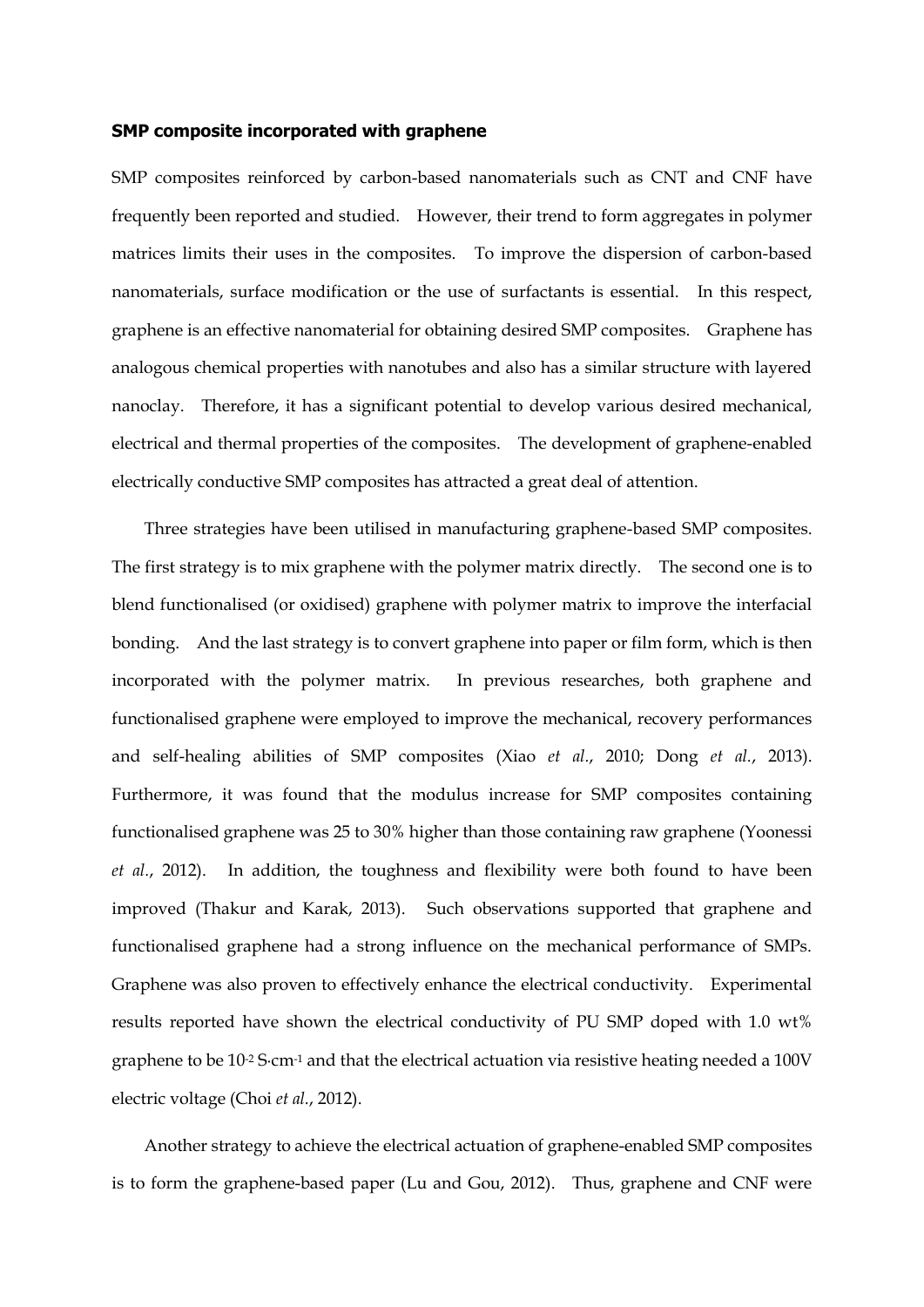**SMP composite incorporated with graphene**

SMP composites reinforced by carbon-based nanomaterials such as CNT and CNF have frequently been reported and studied. However, their trend to form aggregates in polymer matrices limits their uses in the composites. To improve the dispersion of carbon-based nanomaterials, surface modification or the use of surfactants is essential. In this respect, graphene is an effective nanomaterial for obtaining desired SMP composites. Graphene has analogous chemical properties with nanotubes and also has a similar structure with layered nanoclay. Therefore, it has a significant potential to develop various desired mechanical, electrical and thermal properties of the composites. The development of graphene-enabled electrically conductive SMP composites has attracted a great deal of attention.

Three strategies have been utilised in manufacturing graphene-based SMP composites. The first strategy is to mix graphene with the polymer matrix directly. The second one is to blend functionalised (or oxidised) graphene with polymer matrix to improve the interfacial bonding. And the last strategy is to convert graphene into paper or film form, which is then incorporated with the polymer matrix. In previous researches, both graphene and functionalised graphene were employed to improve the mechanical, recovery performances and self-healing abilities of SMP composites (Xiao *et al*., 2010; Dong *et al.*, 2013). Furthermore, it was found that the modulus increase for SMP composites containing functionalised graphene was 25 to 30% higher than those containing raw graphene (Yoonessi *et al*., 2012). In addition, the toughness and flexibility were both found to have been improved (Thakur and Karak, 2013). Such observations supported that graphene and functionalised graphene had a strong influence on the mechanical performance of SMPs. Graphene was also proven to effectively enhance the electrical conductivity. Experimental results reported have shown the electrical conductivity of PU SMP doped with 1.0 wt% graphene to be $10^{-2}$ S·cm$^{-1}$ and that the electrical actuation via resistive heating needed a 100V electric voltage (Choi *et al*., 2012).

Another strategy to achieve the electrical actuation of graphene-enabled SMP composites is to form the graphene-based paper (Lu and Gou, 2012). Thus, graphene and CNF were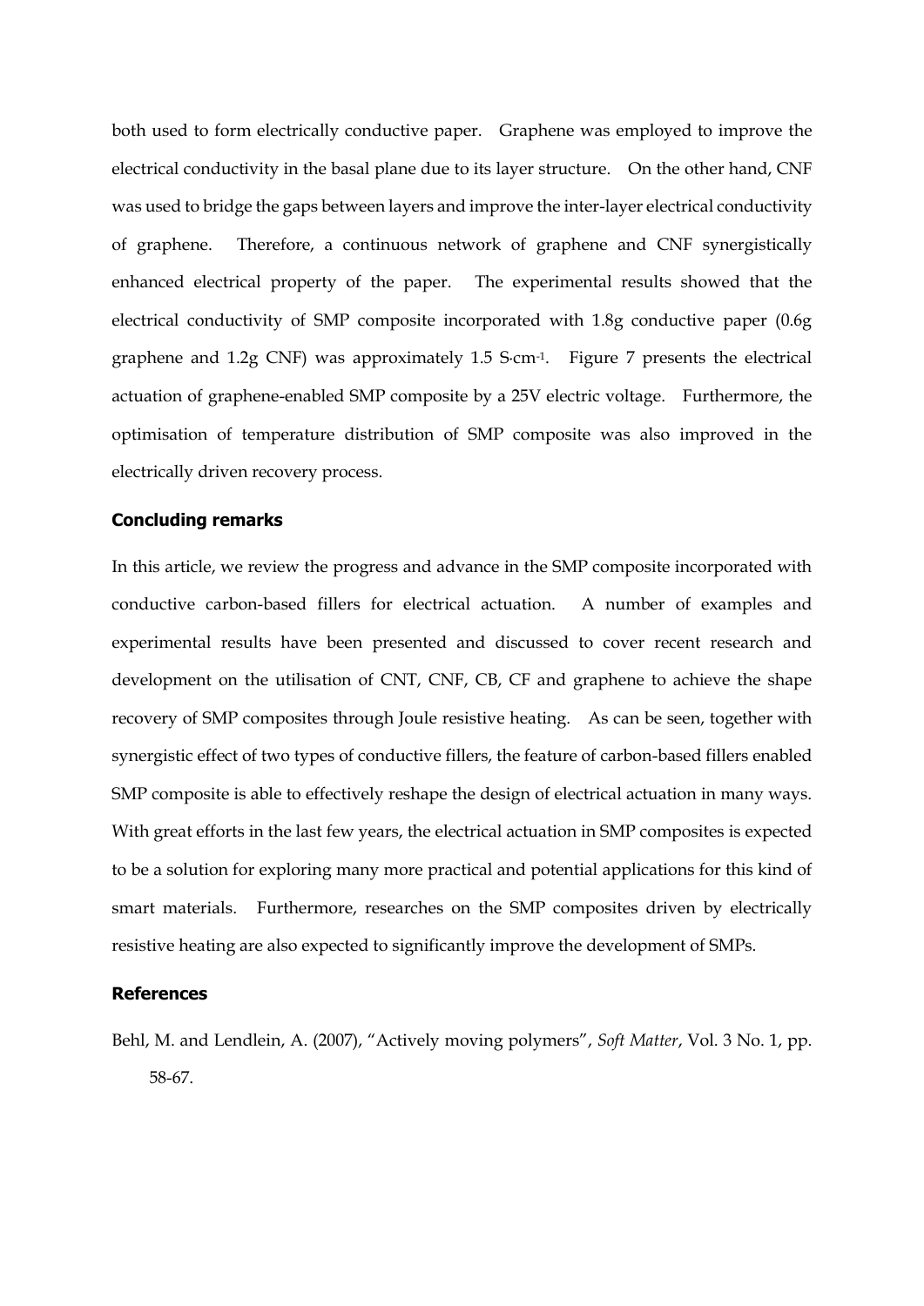both used to form electrically conductive paper. Graphene was employed to improve the electrical conductivity in the basal plane due to its layer structure. On the other hand, CNF was used to bridge the gaps between layers and improve the inter-layer electrical conductivity of graphene. Therefore, a continuous network of graphene and CNF synergistically enhanced electrical property of the paper. The experimental results showed that the electrical conductivity of SMP composite incorporated with 1.8g conductive paper (0.6g graphene and 1.2g CNF) was approximately 1.5 $S \cdot cm^{-1}$. Figure 7 presents the electrical actuation of graphene-enabled SMP composite by a 25V electric voltage. Furthermore, the optimisation of temperature distribution of SMP composite was also improved in the electrically driven recovery process.

## Concluding remarks

In this article, we review the progress and advance in the SMP composite incorporated with conductive carbon-based fillers for electrical actuation. A number of examples and experimental results have been presented and discussed to cover recent research and development on the utilisation of CNT, CNF, CB, CF and graphene to achieve the shape recovery of SMP composites through Joule resistive heating. As can be seen, together with synergistic effect of two types of conductive fillers, the feature of carbon-based fillers enabled SMP composite is able to effectively reshape the design of electrical actuation in many ways. With great efforts in the last few years, the electrical actuation in SMP composites is expected to be a solution for exploring many more practical and potential applications for this kind of smart materials. Furthermore, researches on the SMP composites driven by electrically resistive heating are also expected to significantly improve the development of SMPs.

## References

Behl, M. and Lendlein, A. (2007), "Actively moving polymers", *Soft Matter*, Vol. 3 No. 1, pp. 58-67.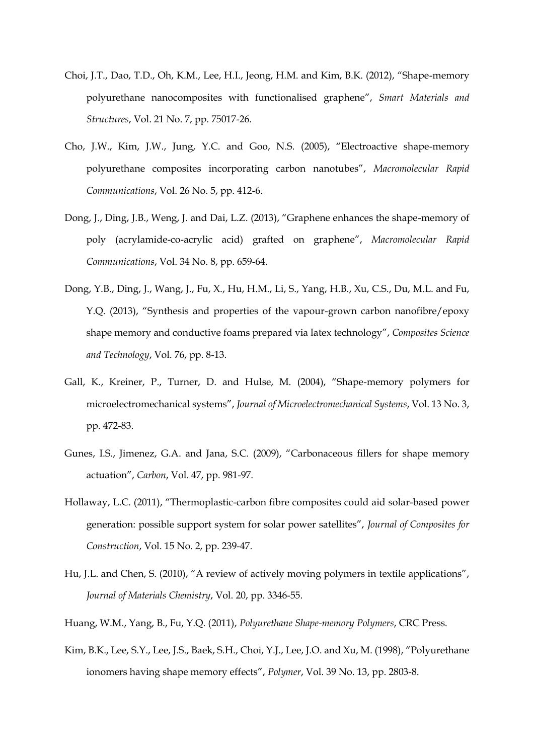Choi, J.T., Dao, T.D., Oh, K.M., Lee, H.I., Jeong, H.M. and Kim, B.K. (2012), "Shape-memory polyurethane nanocomposites with functionalised graphene", *Smart Materials and Structures*, Vol. 21 No. 7, pp. 75017-26.

Cho, J.W., Kim, J.W., Jung, Y.C. and Goo, N.S. (2005), "Electroactive shape-memory polyurethane composites incorporating carbon nanotubes", *Macromolecular Rapid Communications*, Vol. 26 No. 5, pp. 412-6.

Dong, J., Ding, J.B., Weng, J. and Dai, L.Z. (2013), "Graphene enhances the shape-memory of poly (acrylamide-co-acrylic acid) grafted on graphene", *Macromolecular Rapid Communications*, Vol. 34 No. 8, pp. 659-64.

Dong, Y.B., Ding, J., Wang, J., Fu, X., Hu, H.M., Li, S., Yang, H.B., Xu, C.S., Du, M.L. and Fu, Y.Q. (2013), "Synthesis and properties of the vapour-grown carbon nanofibre/epoxy shape memory and conductive foams prepared via latex technology", *Composites Science and Technology*, Vol. 76, pp. 8-13.

Gall, K., Kreiner, P., Turner, D. and Hulse, M. (2004), "Shape-memory polymers for microelectromechanical systems", *Journal of Microelectromechanical Systems*, Vol. 13 No. 3, pp. 472-83.

Gunes, I.S., Jimenez, G.A. and Jana, S.C. (2009), "Carbonaceous fillers for shape memory actuation", *Carbon*, Vol. 47, pp. 981-97.

Hollaway, L.C. (2011), "Thermoplastic-carbon fibre composites could aid solar-based power generation: possible support system for solar power satellites", *Journal of Composites for Construction*, Vol. 15 No. 2, pp. 239-47.

Hu, J.L. and Chen, S. (2010), "A review of actively moving polymers in textile applications", *Journal of Materials Chemistry*, Vol. 20, pp. 3346-55.

Huang, W.M., Yang, B., Fu, Y.Q. (2011), *Polyurethane Shape-memory Polymers*, CRC Press.

Kim, B.K., Lee, S.Y., Lee, J.S., Baek, S.H., Choi, Y.J., Lee, J.O. and Xu, M. (1998), "Polyurethane ionomers having shape memory effects", *Polymer*, Vol. 39 No. 13, pp. 2803-8.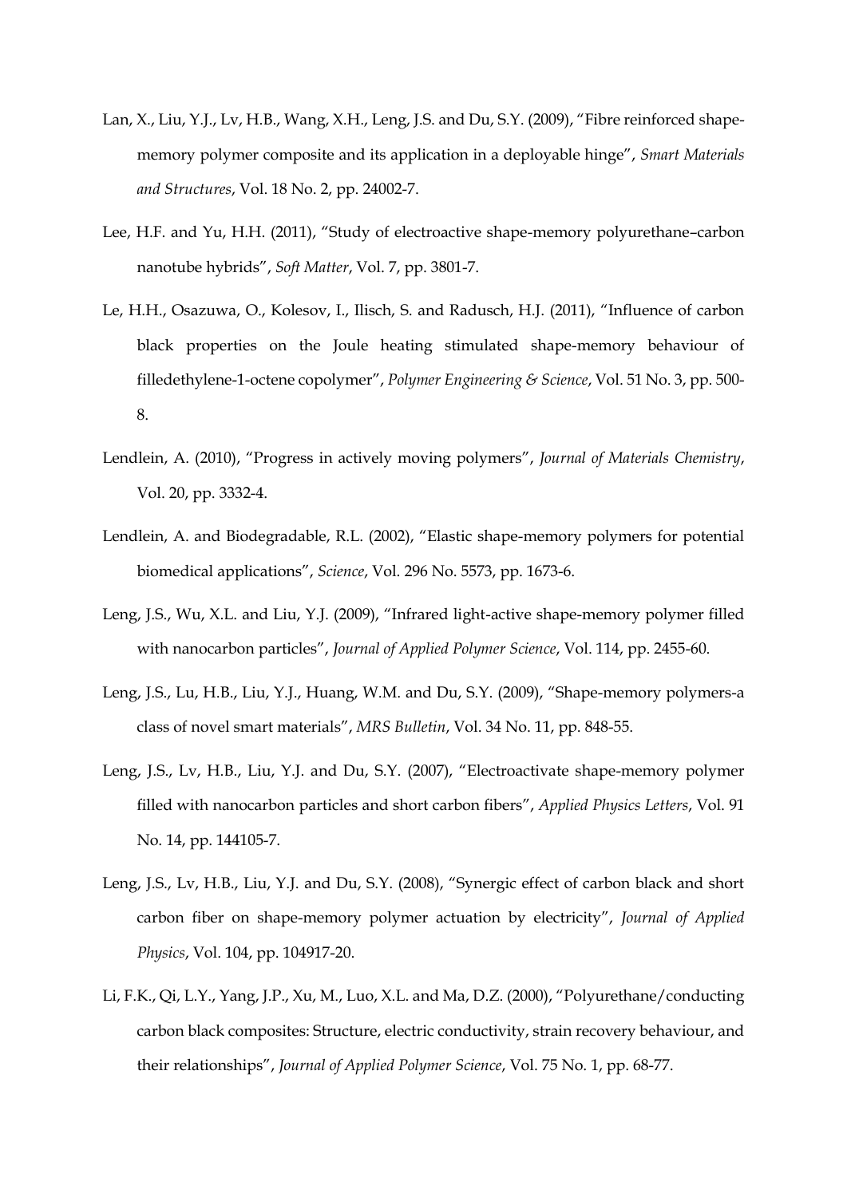Lan, X., Liu, Y.J., Lv, H.B., Wang, X.H., Leng, J.S. and Du, S.Y. (2009), "Fibre reinforced shape-memory polymer composite and its application in a deployable hinge", *Smart Materials and Structures*, Vol. 18 No. 2, pp. 24002-7.

Lee, H.F. and Yu, H.H. (2011), "Study of electroactive shape-memory polyurethane–carbon nanotube hybrids", *Soft Matter*, Vol. 7, pp. 3801-7.

Le, H.H., Osazuwa, O., Kolesov, I., Ilisch, S. and Radusch, H.J. (2011), "Influence of carbon black properties on the Joule heating stimulated shape-memory behaviour of filledethylene-1-octene copolymer", *Polymer Engineering & Science*, Vol. 51 No. 3, pp. 500-8.

Lendlein, A. (2010), "Progress in actively moving polymers", *Journal of Materials Chemistry*, Vol. 20, pp. 3332-4.

Lendlein, A. and Biodegradable, R.L. (2002), "Elastic shape-memory polymers for potential biomedical applications", *Science*, Vol. 296 No. 5573, pp. 1673-6.

Leng, J.S., Wu, X.L. and Liu, Y.J. (2009), "Infrared light-active shape-memory polymer filled with nanocarbon particles", *Journal of Applied Polymer Science*, Vol. 114, pp. 2455-60.

Leng, J.S., Lu, H.B., Liu, Y.J., Huang, W.M. and Du, S.Y. (2009), "Shape-memory polymers-a class of novel smart materials", *MRS Bulletin*, Vol. 34 No. 11, pp. 848-55.

Leng, J.S., Lv, H.B., Liu, Y.J. and Du, S.Y. (2007), "Electroactivate shape-memory polymer filled with nanocarbon particles and short carbon fibers", *Applied Physics Letters*, Vol. 91 No. 14, pp. 144105-7.

Leng, J.S., Lv, H.B., Liu, Y.J. and Du, S.Y. (2008), "Synergic effect of carbon black and short carbon fiber on shape-memory polymer actuation by electricity", *Journal of Applied Physics*, Vol. 104, pp. 104917-20.

Li, F.K., Qi, L.Y., Yang, J.P., Xu, M., Luo, X.L. and Ma, D.Z. (2000), "Polyurethane/conducting carbon black composites: Structure, electric conductivity, strain recovery behaviour, and their relationships", *Journal of Applied Polymer Science*, Vol. 75 No. 1, pp. 68-77.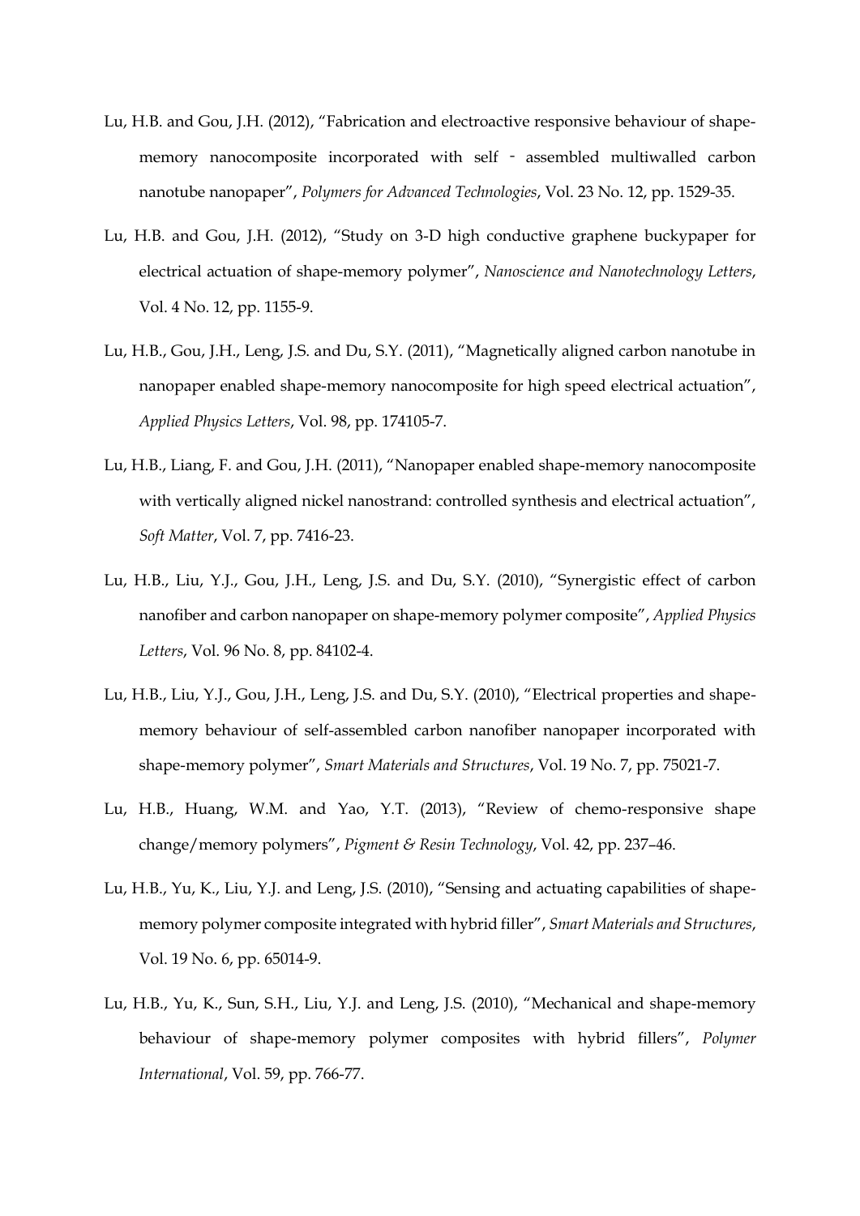Lu, H.B. and Gou, J.H. (2012), "Fabrication and electroactive responsive behaviour of shape-memory nanocomposite incorporated with self - assembled multiwalled carbon nanotube nanopaper", *Polymers for Advanced Technologies*, Vol. 23 No. 12, pp. 1529-35.

Lu, H.B. and Gou, J.H. (2012), "Study on 3-D high conductive graphene buckypaper for electrical actuation of shape-memory polymer", *Nanoscience and Nanotechnology Letters*, Vol. 4 No. 12, pp. 1155-9.

Lu, H.B., Gou, J.H., Leng, J.S. and Du, S.Y. (2011), "Magnetically aligned carbon nanotube in nanopaper enabled shape-memory nanocomposite for high speed electrical actuation", *Applied Physics Letters*, Vol. 98, pp. 174105-7.

Lu, H.B., Liang, F. and Gou, J.H. (2011), "Nanopaper enabled shape-memory nanocomposite with vertically aligned nickel nanostrand: controlled synthesis and electrical actuation", *Soft Matter*, Vol. 7, pp. 7416-23.

Lu, H.B., Liu, Y.J., Gou, J.H., Leng, J.S. and Du, S.Y. (2010), "Synergistic effect of carbon nanofiber and carbon nanopaper on shape-memory polymer composite", *Applied Physics Letters*, Vol. 96 No. 8, pp. 84102-4.

Lu, H.B., Liu, Y.J., Gou, J.H., Leng, J.S. and Du, S.Y. (2010), "Electrical properties and shape-memory behaviour of self-assembled carbon nanofiber nanopaper incorporated with shape-memory polymer", *Smart Materials and Structures*, Vol. 19 No. 7, pp. 75021-7.

Lu, H.B., Huang, W.M. and Yao, Y.T. (2013), "Review of chemo-responsive shape change/memory polymers", *Pigment & Resin Technology*, Vol. 42, pp. 237–46.

Lu, H.B., Yu, K., Liu, Y.J. and Leng, J.S. (2010), "Sensing and actuating capabilities of shape-memory polymer composite integrated with hybrid filler", *Smart Materials and Structures*, Vol. 19 No. 6, pp. 65014-9.

Lu, H.B., Yu, K., Sun, S.H., Liu, Y.J. and Leng, J.S. (2010), "Mechanical and shape-memory behaviour of shape-memory polymer composites with hybrid fillers", *Polymer International*, Vol. 59, pp. 766-77.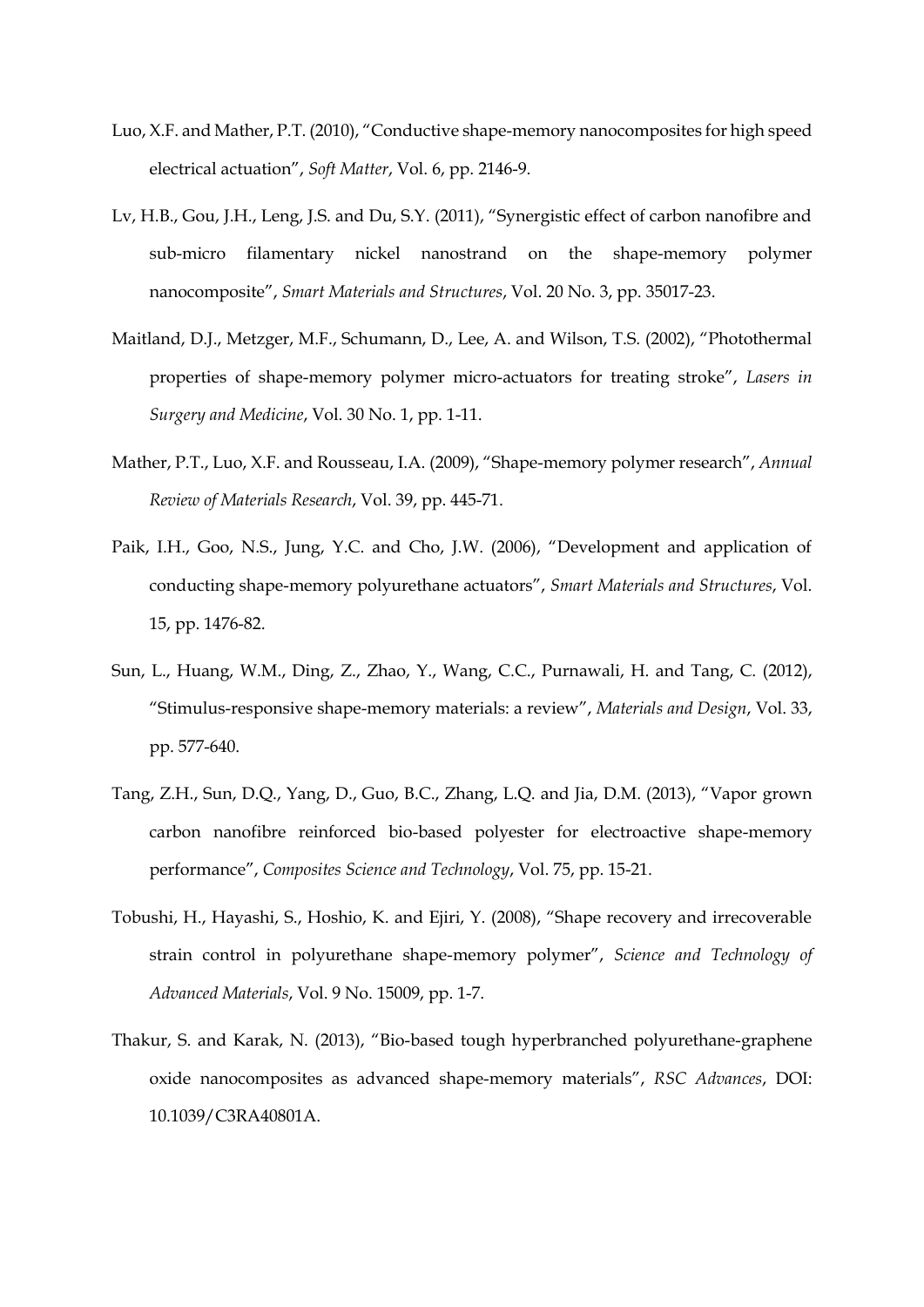Luo, X.F. and Mather, P.T. (2010), "Conductive shape-memory nanocomposites for high speed electrical actuation", *Soft Matter*, Vol. 6, pp. 2146-9.

Lv, H.B., Gou, J.H., Leng, J.S. and Du, S.Y. (2011), "Synergistic effect of carbon nanofibre and sub-micro filamentary nickel nanostrand on the shape-memory polymer nanocomposite", *Smart Materials and Structures*, Vol. 20 No. 3, pp. 35017-23.

Maitland, D.J., Metzger, M.F., Schumann, D., Lee, A. and Wilson, T.S. (2002), "Photothermal properties of shape-memory polymer micro-actuators for treating stroke", *Lasers in Surgery and Medicine*, Vol. 30 No. 1, pp. 1-11.

Mather, P.T., Luo, X.F. and Rousseau, I.A. (2009), "Shape-memory polymer research", *Annual Review of Materials Research*, Vol. 39, pp. 445-71.

Paik, I.H., Goo, N.S., Jung, Y.C. and Cho, J.W. (2006), "Development and application of conducting shape-memory polyurethane actuators", *Smart Materials and Structures*, Vol. 15, pp. 1476-82.

Sun, L., Huang, W.M., Ding, Z., Zhao, Y., Wang, C.C., Purnawali, H. and Tang, C. (2012), "Stimulus-responsive shape-memory materials: a review", *Materials and Design*, Vol. 33, pp. 577-640.

Tang, Z.H., Sun, D.Q., Yang, D., Guo, B.C., Zhang, L.Q. and Jia, D.M. (2013), "Vapor grown carbon nanofibre reinforced bio-based polyester for electroactive shape-memory performance", *Composites Science and Technology*, Vol. 75, pp. 15-21.

Tobushi, H., Hayashi, S., Hoshio, K. and Ejiri, Y. (2008), "Shape recovery and irrecoverable strain control in polyurethane shape-memory polymer", *Science and Technology of Advanced Materials*, Vol. 9 No. 15009, pp. 1-7.

Thakur, S. and Karak, N. (2013), "Bio-based tough hyperbranched polyurethane-graphene oxide nanocomposites as advanced shape-memory materials", *RSC Advances*, DOI: 10.1039/C3RA40801A.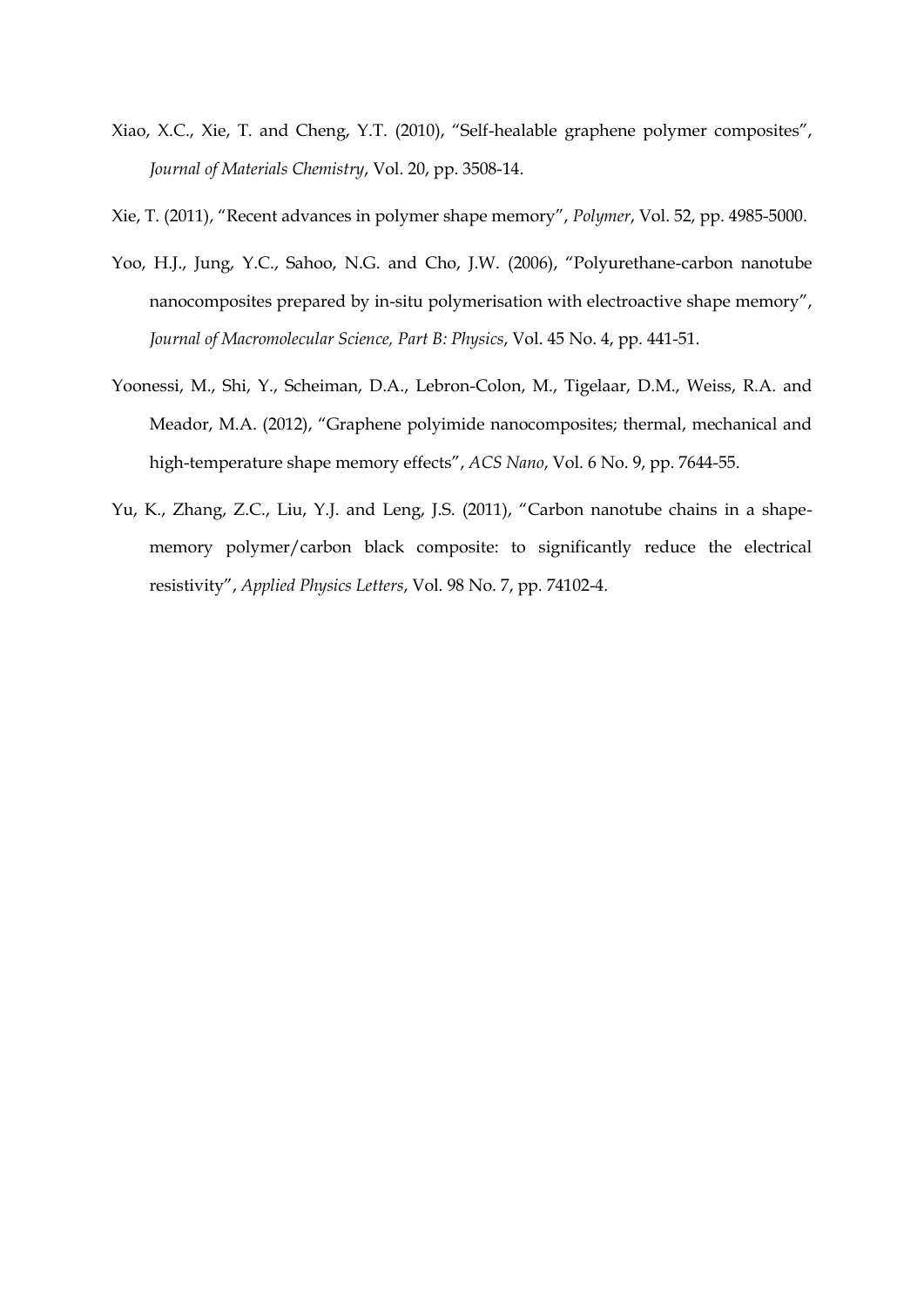Xiao, X.C., Xie, T. and Cheng, Y.T. (2010), “Self-healable graphene polymer composites”, *Journal of Materials Chemistry*, Vol. 20, pp. 3508-14.

Xie, T. (2011), “Recent advances in polymer shape memory”, *Polymer*, Vol. 52, pp. 4985-5000.

Yoo, H.J., Jung, Y.C., Sahoo, N.G. and Cho, J.W. (2006), “Polyurethane-carbon nanotube nanocomposites prepared by in-situ polymerisation with electroactive shape memory”, *Journal of Macromolecular Science, Part B: Physics*, Vol. 45 No. 4, pp. 441-51.

Yoonessi, M., Shi, Y., Scheiman, D.A., Lebron-Colon, M., Tigelaar, D.M., Weiss, R.A. and Meador, M.A. (2012), “Graphene polyimide nanocomposites; thermal, mechanical and high-temperature shape memory effects”, *ACS Nano*, Vol. 6 No. 9, pp. 7644-55.

Yu, K., Zhang, Z.C., Liu, Y.J. and Leng, J.S. (2011), “Carbon nanotube chains in a shape-memory polymer/carbon black composite: to significantly reduce the electrical resistivity”, *Applied Physics Letters*, Vol. 98 No. 7, pp. 74102-4.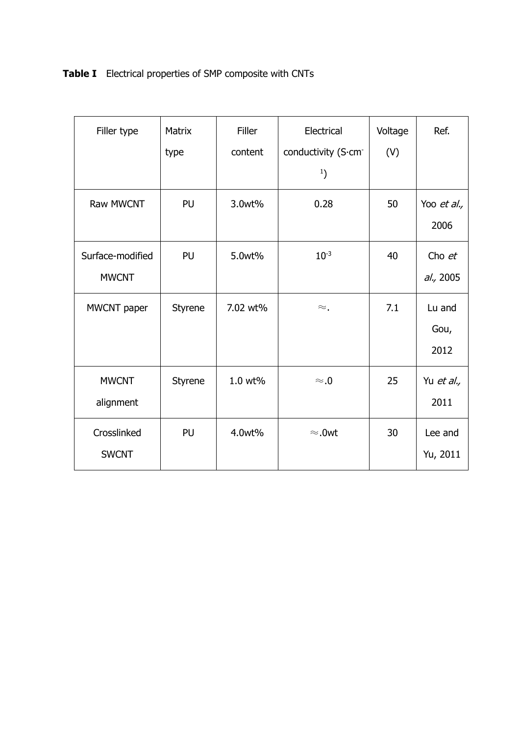**Table I** Electrical properties of SMP composite with CNTs

| Filler type | Matrix type | Filler content | Electrical conductivity (S·cm$^{-1}$) | Voltage (V) | Ref. |
|---|---|---|---|---|---|
| Raw MWCNT | PU | 3.0wt% | 0.28 | 50 | Yoo *et al.,* 2006 |
| Surface-modified MWCNT | PU | 5.0wt% | $10^{-3}$ | 40 | Cho *et al.,* 2005 |
| MWCNT paper | Styrene | 7.02 wt% | ≈. | 7.1 | Lu and Gou, 2012 |
| MWCNT alignment | Styrene | 1.0 wt% | ≈.0 | 25 | Yu *et al.,* 2011 |
| Crosslinked SWCNT | PU | 4.0wt% | ≈.0wt | 30 | Lee and Yu, 2011 |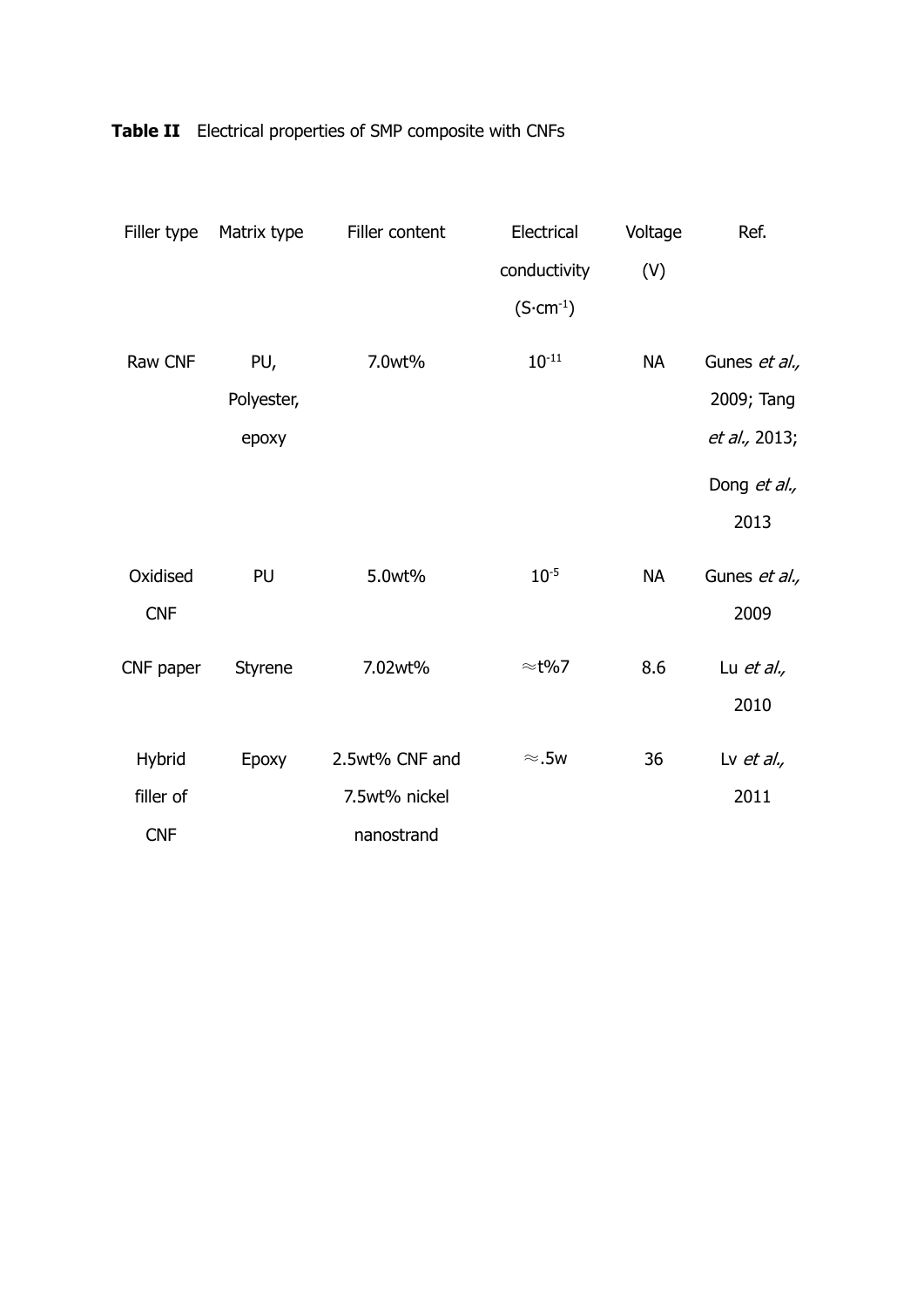**Table II** Electrical properties of SMP composite with CNFs

| Filler type | Matrix type | Filler content | Electrical conductivity ($S \cdot cm^{-1}$) | Voltage (V) | Ref. |
|---|---|---|---|---|---|
| Raw CNF | PU, Polyester, epoxy | 7.0wt% | $10^{-11}$ | NA | Gunes *et al.,* 2009; Tang *et al.,* 2013; Dong *et al.,* 2013 |
| Oxidised CNF | PU | 5.0wt% | $10^{-5}$ | NA | Gunes *et al.,* 2009 |
| CNF paper | Styrene | 7.02wt% | ≈t%7 | 8.6 | Lu *et al.,* 2010 |
| Hybrid filler of CNF | Epoxy | 2.5wt% CNF and 7.5wt% nickel nanostrand | ≈.5w | 36 | Lv *et al.,* 2011 |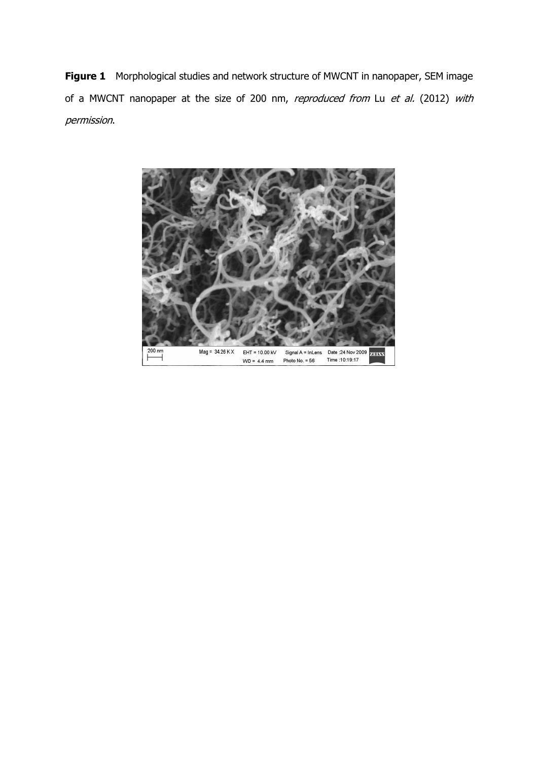**Figure 1** Morphological studies and network structure of MWCNT in nanopaper, SEM image of a MWCNT nanopaper at the size of 200 nm, *reproduced from* Lu *et al.* (2012) *with permission*.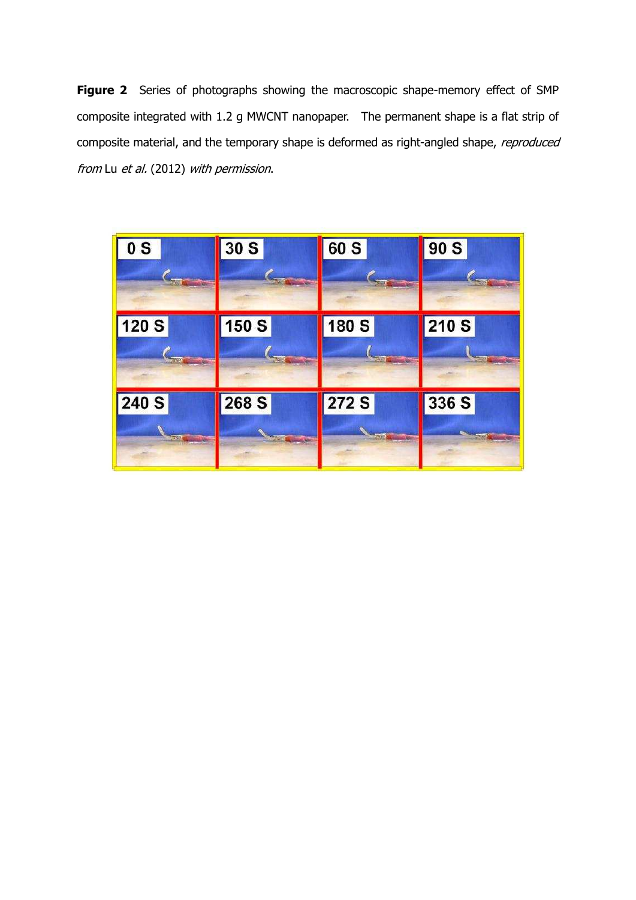**Figure 2** Series of photographs showing the macroscopic shape-memory effect of SMP composite integrated with 1.2 g MWCNT nanopaper. The permanent shape is a flat strip of composite material, and the temporary shape is deformed as right-angled shape, *reproduced from* Lu *et al.* (2012) *with permission*.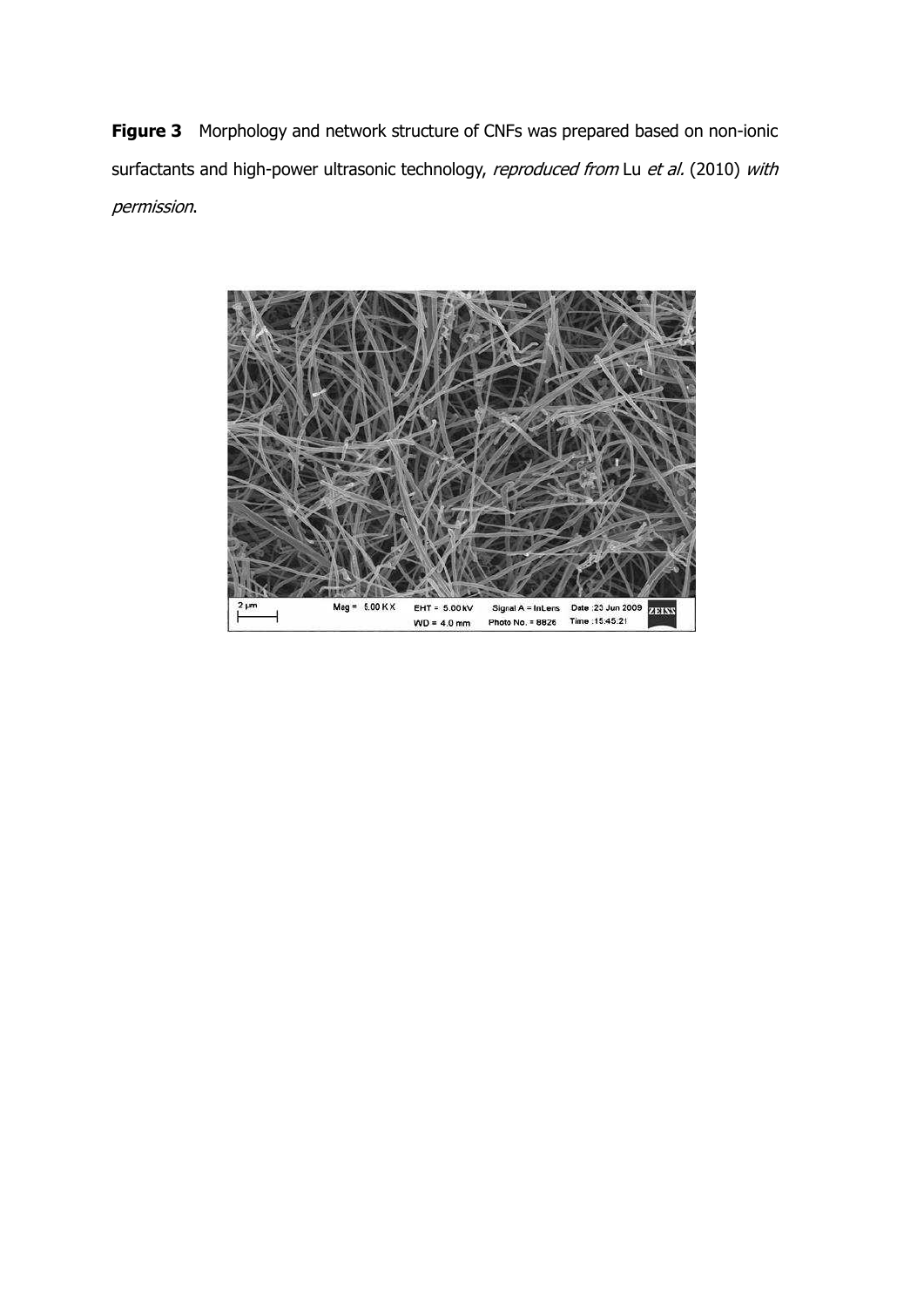**Figure 3** Morphology and network structure of CNFs was prepared based on non-ionic surfactants and high-power ultrasonic technology, *reproduced from* Lu *et al.* (2010) *with permission*.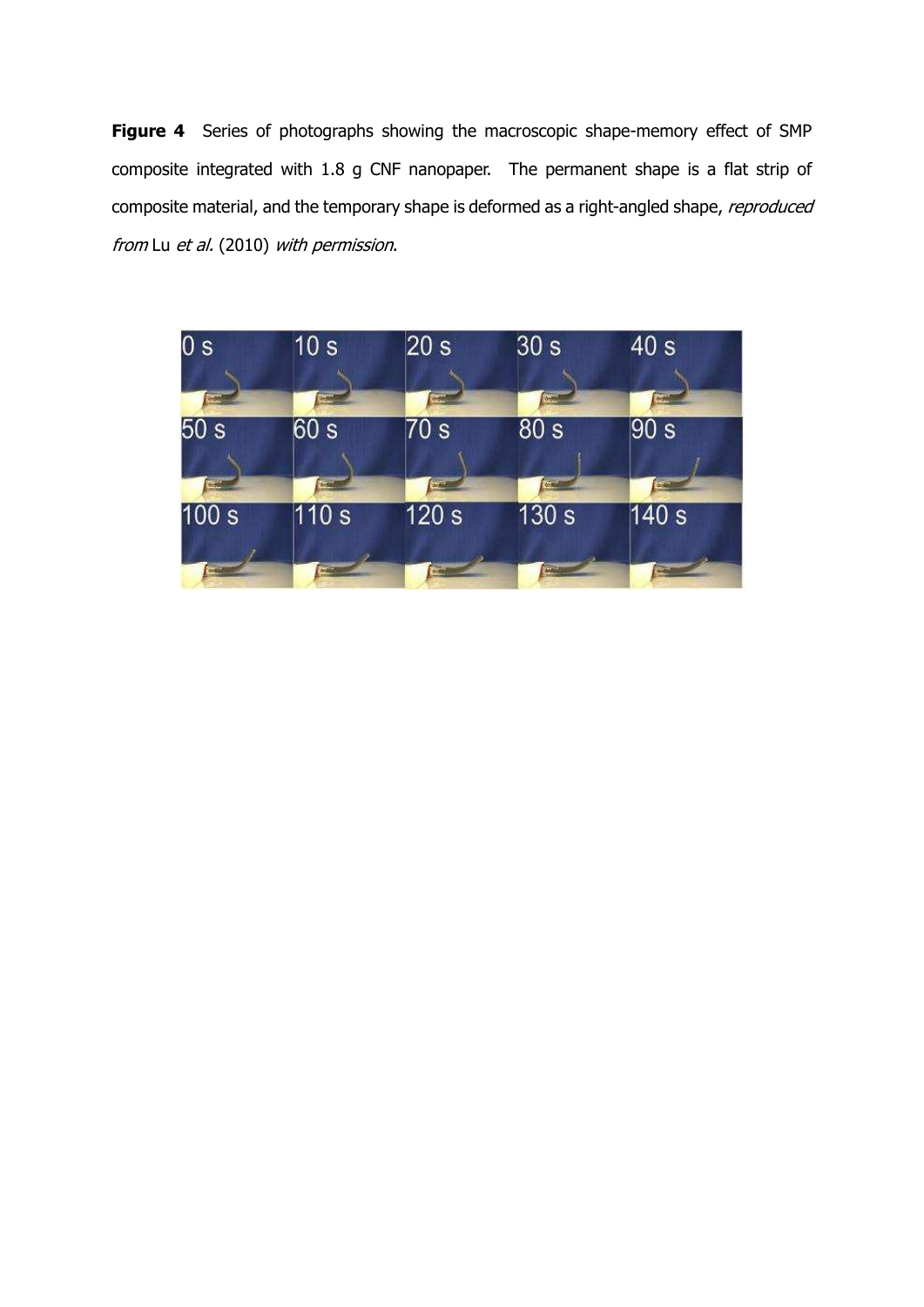**Figure 4** Series of photographs showing the macroscopic shape-memory effect of SMP composite integrated with 1.8 g CNF nanopaper. The permanent shape is a flat strip of composite material, and the temporary shape is deformed as a right-angled shape, *reproduced from* Lu *et al.* (2010) *with permission*.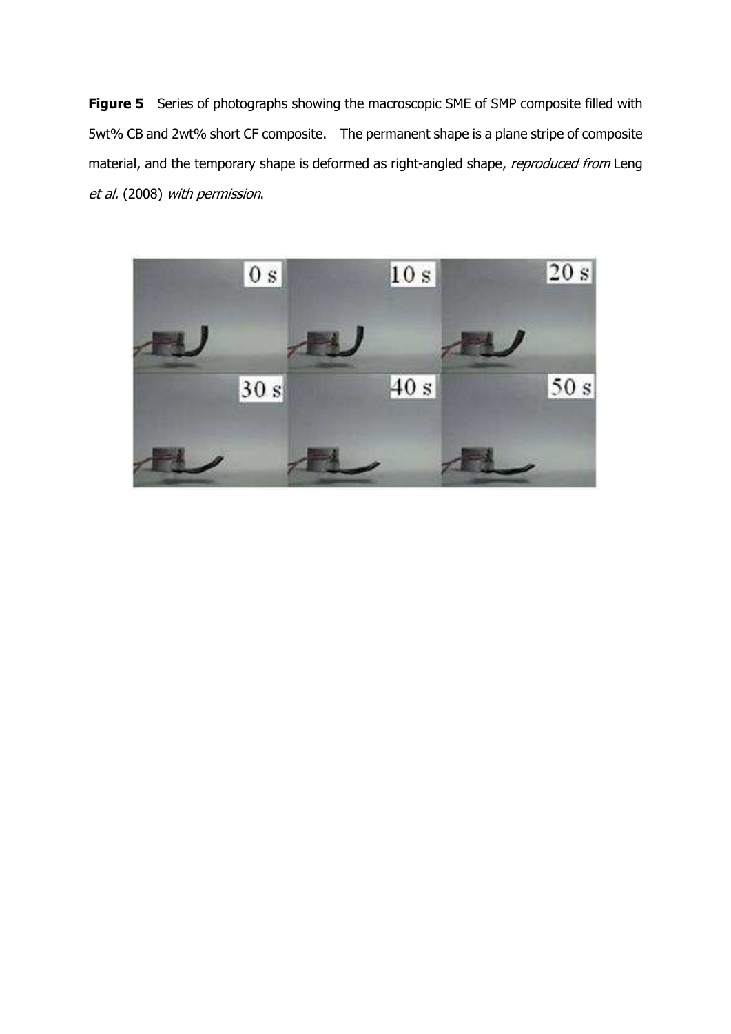**Figure 5** Series of photographs showing the macroscopic SME of SMP composite filled with 5wt% CB and 2wt% short CF composite. The permanent shape is a plane stripe of composite material, and the temporary shape is deformed as right-angled shape, *reproduced from* Leng *et al.* (2008) *with permission*.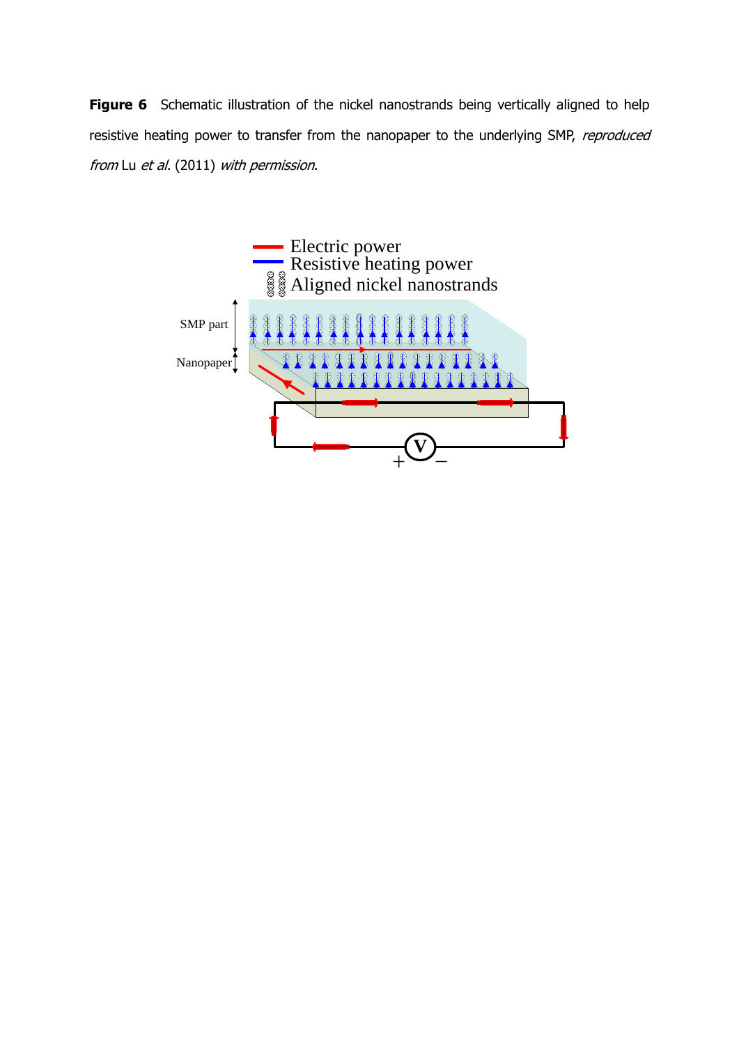**Figure 6** Schematic illustration of the nickel nanostrands being vertically aligned to help resistive heating power to transfer from the nanopaper to the underlying SMP, *reproduced from* Lu *et al.* (2011) *with permission*.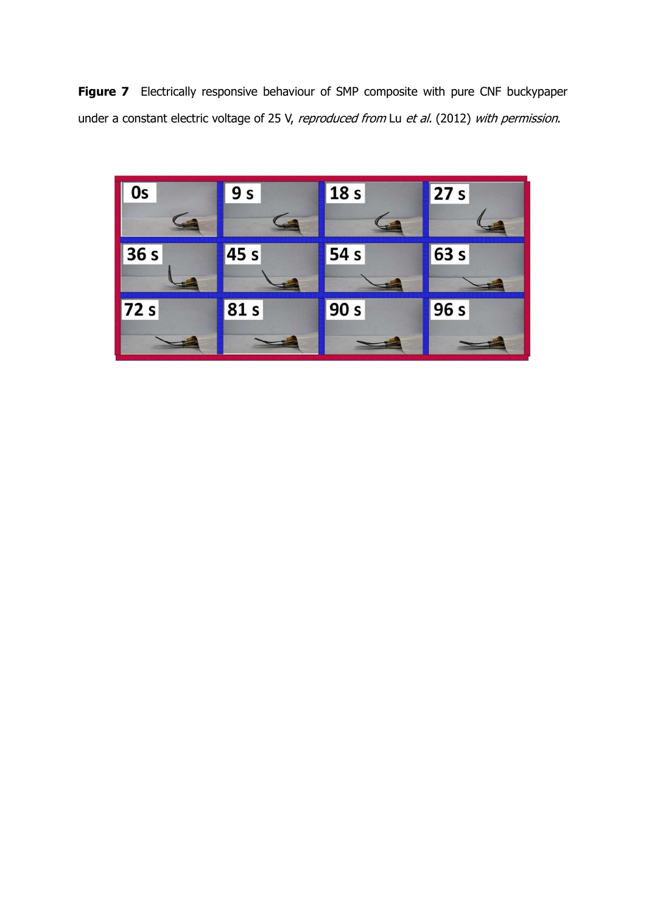**Figure 7** Electrically responsive behaviour of SMP composite with pure CNF buckypaper under a constant electric voltage of 25 V, *reproduced from* Lu *et al.* (2012) *with permission*.

0s

9 s

18 s

27 s

36 s

45 s

54 s

63 s

72 s

81 s

90 s

96 s